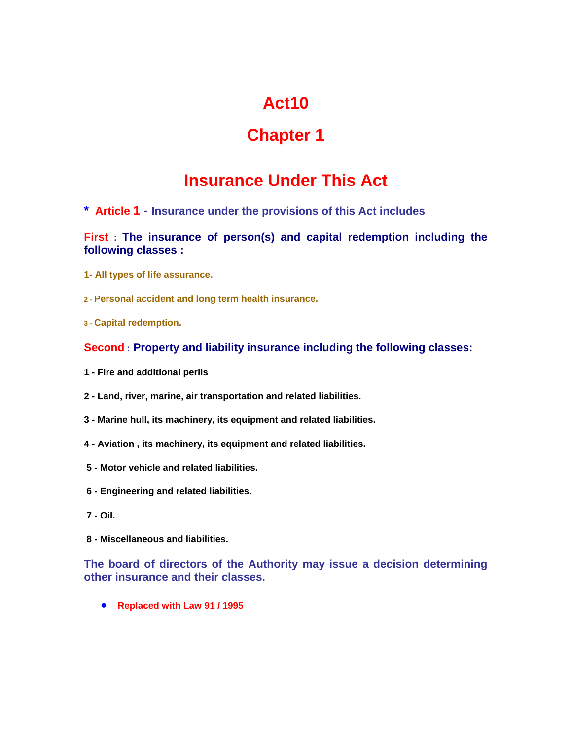# Act10

## Chapter 1

## Insurance Under This Act

**\* Article 1 - Insurance under the provisions of this Act includes**

**First : The insurance of person(s) and capital redemption including the following classes :**

**1- All types of life assurance.**

**2 - Personal accident and long term health insurance.**

**3 - Capital redemption.**

**Second : Property and liability insurance including the following classes:**

**1 - Fire and additional perils**

**2 - Land, river, marine, air transportation and related liabilities.**

**3 - Marine hull, its machinery, its equipment and related liabilities.**

**4 - Aviation , its machinery, its equipment and related liabilities.**

**5 - Motor vehicle and related liabilities.**

**6 - Engineering and related liabilities.**

**7 - Oil.**

**8 - Miscellaneous and liabilities.**

**The board of directors of the Authority may issue a decision determining other insurance and their classes.**

- **Replaced with Law 91 / 1995**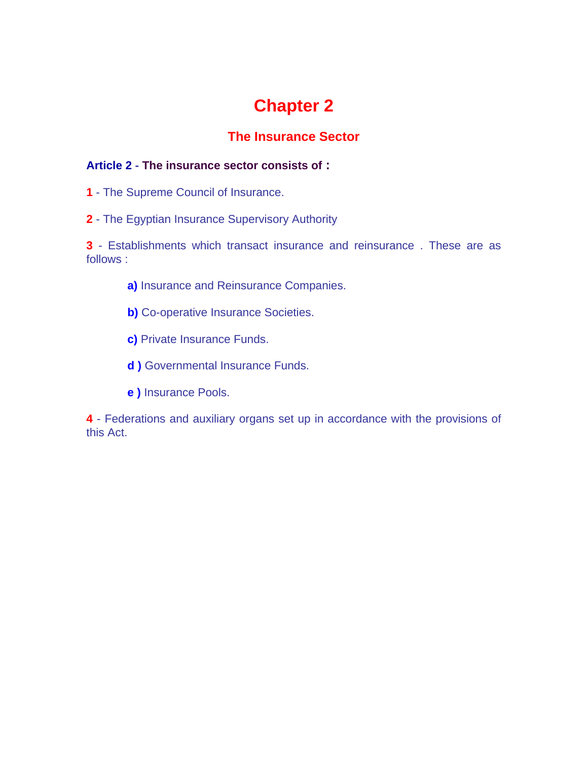# Chapter 2

## The Insurance Sector

**Article 2 - The insurance sector consists of :**

**1** - The Supreme Council of Insurance.

**2** - The Egyptian Insurance Supervisory Authority

**3** - Establishments which transact insurance and reinsurance . These are as follows :

> **a)** Insurance and Reinsurance Companies.
>
> **b)** Co-operative Insurance Societies.
>
> **c)** Private Insurance Funds.
>
> **d )** Governmental Insurance Funds.
>
> **e )** Insurance Pools.

**4** - Federations and auxiliary organs set up in accordance with the provisions of this Act.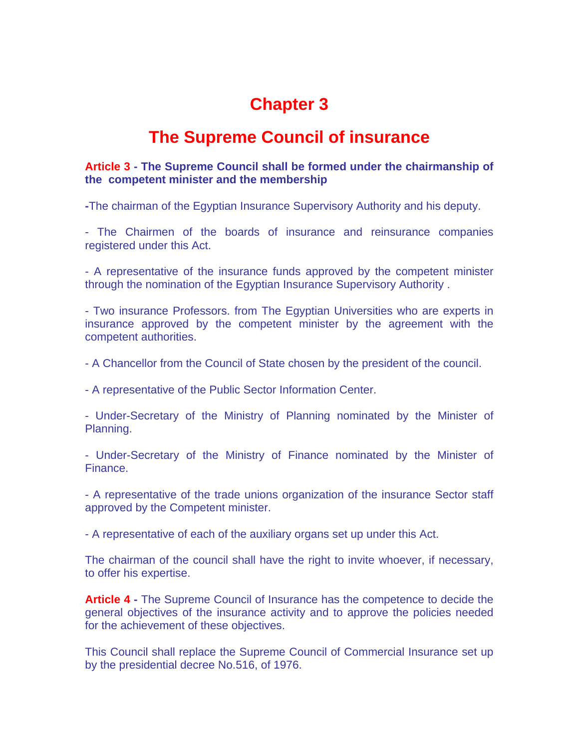# Chapter 3

## The Supreme Council of insurance

**Article 3 - The Supreme Council shall be formed under the chairmanship of the competent minister and the membership**

-The chairman of the Egyptian Insurance Supervisory Authority and his deputy.

- The Chairmen of the boards of insurance and reinsurance companies registered under this Act.

- A representative of the insurance funds approved by the competent minister through the nomination of the Egyptian Insurance Supervisory Authority .

- Two insurance Professors. from The Egyptian Universities who are experts in insurance approved by the competent minister by the agreement with the competent authorities.

- A Chancellor from the Council of State chosen by the president of the council.

- A representative of the Public Sector Information Center.

- Under-Secretary of the Ministry of Planning nominated by the Minister of Planning.

- Under-Secretary of the Ministry of Finance nominated by the Minister of Finance.

- A representative of the trade unions organization of the insurance Sector staff approved by the Competent minister.

- A representative of each of the auxiliary organs set up under this Act.

The chairman of the council shall have the right to invite whoever, if necessary, to offer his expertise.

**Article 4 -** The Supreme Council of Insurance has the competence to decide the general objectives of the insurance activity and to approve the policies needed for the achievement of these objectives.

This Council shall replace the Supreme Council of Commercial Insurance set up by the presidential decree No.516, of 1976.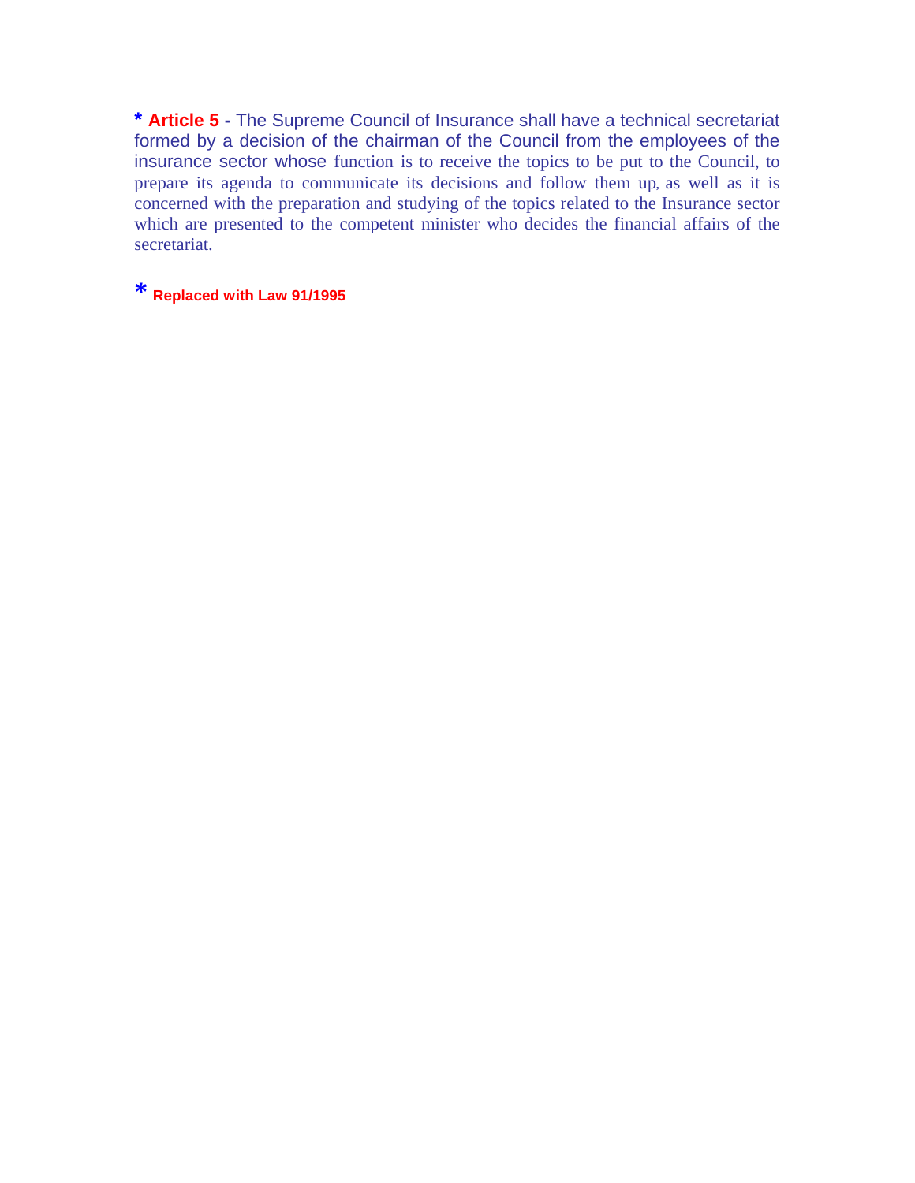* **Article 5 -** The Supreme Council of Insurance shall have a technical secretariat formed by a decision of the chairman of the Council from the employees of the insurance sector whose function is to receive the topics to be put to the Council, to prepare its agenda to communicate its decisions and follow them up, as well as it is concerned with the preparation and studying of the topics related to the Insurance sector which are presented to the competent minister who decides the financial affairs of the secretariat.

* **Replaced with Law 91/1995**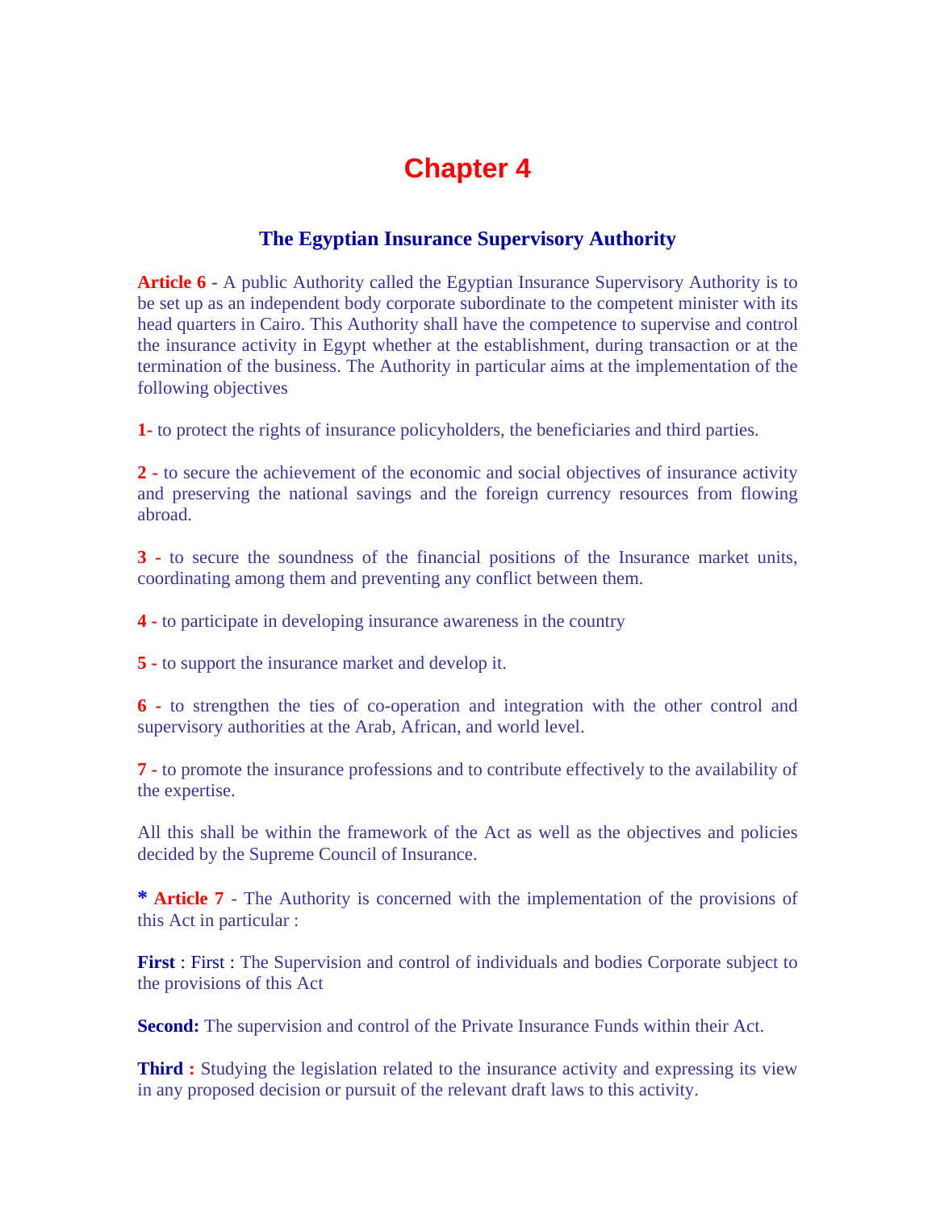# Chapter 4

## The Egyptian Insurance Supervisory Authority

**Article 6 -** A public Authority called the Egyptian Insurance Supervisory Authority is to be set up as an independent body corporate subordinate to the competent minister with its head quarters in Cairo. This Authority shall have the competence to supervise and control the insurance activity in Egypt whether at the establishment, during transaction or at the termination of the business. The Authority in particular aims at the implementation of the following objectives

**1-** to protect the rights of insurance policyholders, the beneficiaries and third parties.

**2 -** to secure the achievement of the economic and social objectives of insurance activity and preserving the national savings and the foreign currency resources from flowing abroad.

**3 -** to secure the soundness of the financial positions of the Insurance market units, coordinating among them and preventing any conflict between them.

**4 -** to participate in developing insurance awareness in the country

**5 -** to support the insurance market and develop it.

**6 -** to strengthen the ties of co-operation and integration with the other control and supervisory authorities at the Arab, African, and world level.

**7 -** to promote the insurance professions and to contribute effectively to the availability of the expertise.

All this shall be within the framework of the Act as well as the objectives and policies decided by the Supreme Council of Insurance.

**\* Article 7** - The Authority is concerned with the implementation of the provisions of this Act in particular :

**First** : First : The Supervision and control of individuals and bodies Corporate subject to the provisions of this Act

**Second:** The supervision and control of the Private Insurance Funds within their Act.

**Third :** Studying the legislation related to the insurance activity and expressing its view in any proposed decision or pursuit of the relevant draft laws to this activity.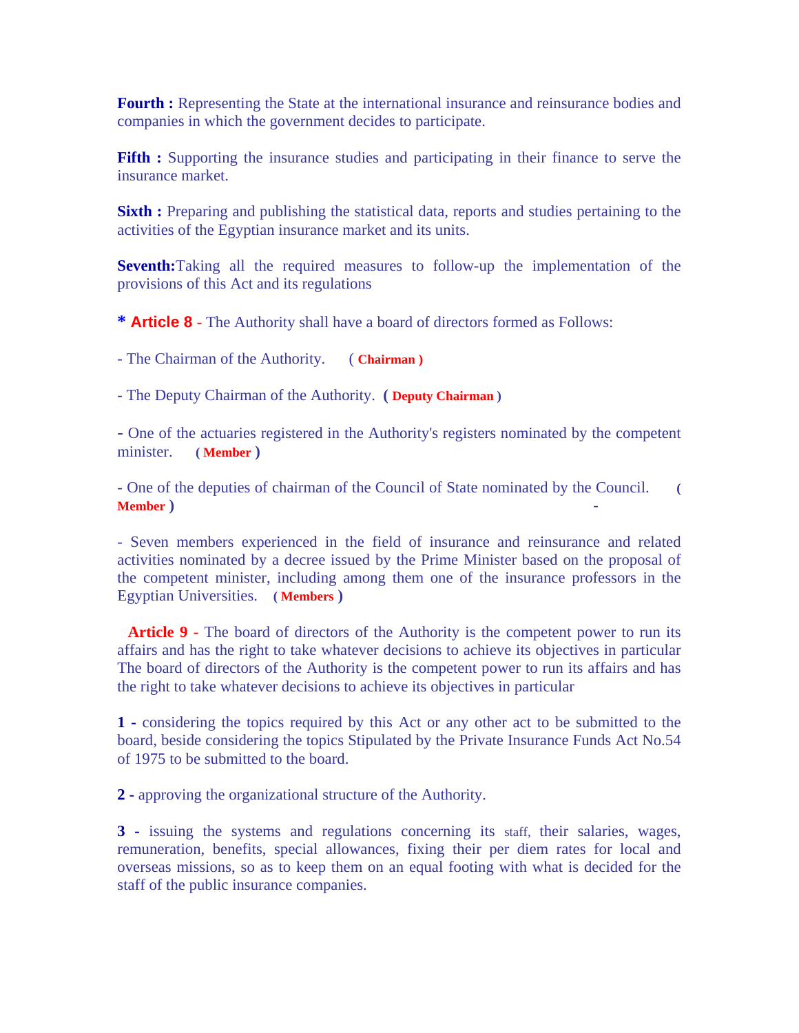**Fourth :** Representing the State at the international insurance and reinsurance bodies and companies in which the government decides to participate.

**Fifth :** Supporting the insurance studies and participating in their finance to serve the insurance market.

**Sixth :** Preparing and publishing the statistical data, reports and studies pertaining to the activities of the Egyptian insurance market and its units.

**Seventh:**Taking all the required measures to follow-up the implementation of the provisions of this Act and its regulations

**\* Article 8** - The Authority shall have a board of directors formed as Follows:

- The Chairman of the Authority. ( **Chairman** )

- The Deputy Chairman of the Authority. ( **Deputy Chairman** )

- One of the actuaries registered in the Authority's registers nominated by the competent minister. ( **Member** )

- One of the deputies of chairman of the Council of State nominated by the Council. ( **Member** )

- Seven members experienced in the field of insurance and reinsurance and related activities nominated by a decree issued by the Prime Minister based on the proposal of the competent minister, including among them one of the insurance professors in the Egyptian Universities. ( **Members** )

**Article 9** - The board of directors of the Authority is the competent power to run its affairs and has the right to take whatever decisions to achieve its objectives in particular The board of directors of the Authority is the competent power to run its affairs and has the right to take whatever decisions to achieve its objectives in particular

**1 -** considering the topics required by this Act or any other act to be submitted to the board, beside considering the topics Stipulated by the Private Insurance Funds Act No.54 of 1975 to be submitted to the board.

**2 -** approving the organizational structure of the Authority.

**3 -** issuing the systems and regulations concerning its staff, their salaries, wages, remuneration, benefits, special allowances, fixing their per diem rates for local and overseas missions, so as to keep them on an equal footing with what is decided for the staff of the public insurance companies.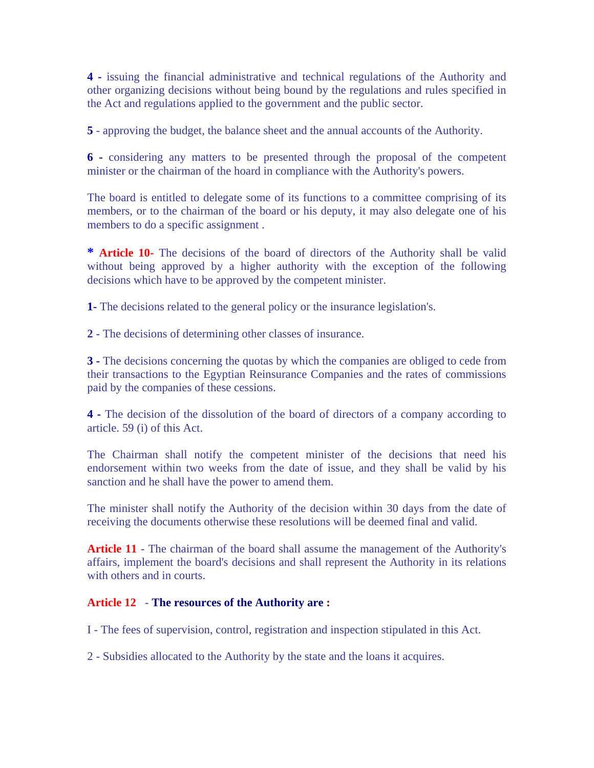**4 -** issuing the financial administrative and technical regulations of the Authority and other organizing decisions without being bound by the regulations and rules specified in the Act and regulations applied to the government and the public sector.

**5** - approving the budget, the balance sheet and the annual accounts of the Authority.

**6 -** considering any matters to be presented through the proposal of the competent minister or the chairman of the hoard in compliance with the Authority's powers.

The board is entitled to delegate some of its functions to a committee comprising of its members, or to the chairman of the board or his deputy, it may also delegate one of his members to do a specific assignment .

**\* Article 10-** The decisions of the board of directors of the Authority shall be valid without being approved by a higher authority with the exception of the following decisions which have to be approved by the competent minister.

**1-** The decisions related to the general policy or the insurance legislation's.

**2 -** The decisions of determining other classes of insurance.

**3 -** The decisions concerning the quotas by which the companies are obliged to cede from their transactions to the Egyptian Reinsurance Companies and the rates of commissions paid by the companies of these cessions.

**4 -** The decision of the dissolution of the board of directors of a company according to article. 59 (i) of this Act.

The Chairman shall notify the competent minister of the decisions that need his endorsement within two weeks from the date of issue, and they shall be valid by his sanction and he shall have the power to amend them.

The minister shall notify the Authority of the decision within 30 days from the date of receiving the documents otherwise these resolutions will be deemed final and valid.

**Article 11** - The chairman of the board shall assume the management of the Authority's affairs, implement the board's decisions and shall represent the Authority in its relations with others and in courts.

**Article 12 - The resources of the Authority are :**

I - The fees of supervision, control, registration and inspection stipulated in this Act.

2 - Subsidies allocated to the Authority by the state and the loans it acquires.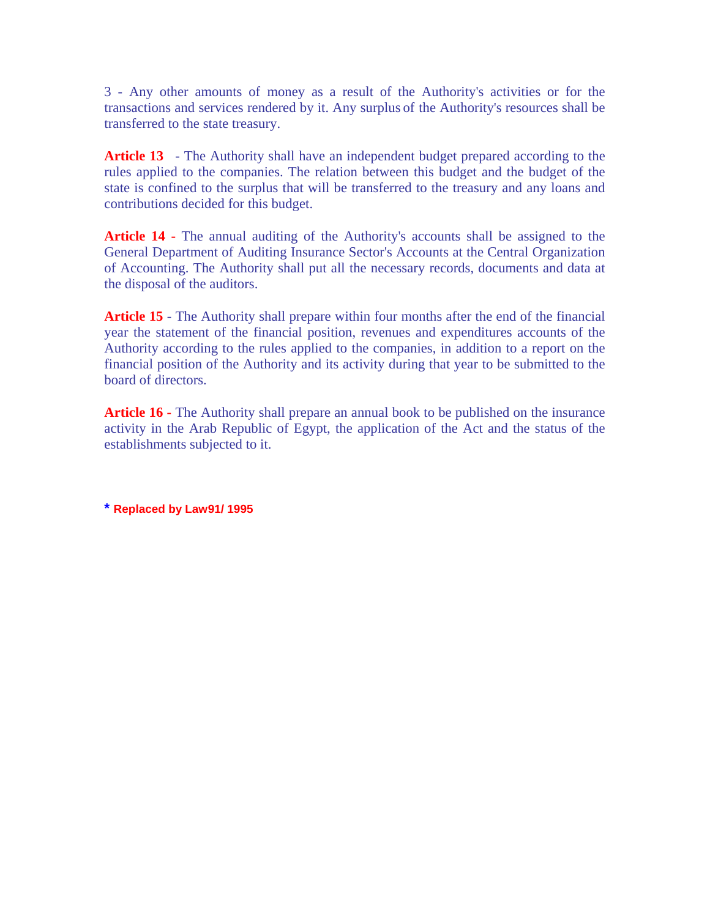3 - Any other amounts of money as a result of the Authority's activities or for the transactions and services rendered by it. Any surplus of the Authority's resources shall be transferred to the state treasury.

**Article 13** - The Authority shall have an independent budget prepared according to the rules applied to the companies. The relation between this budget and the budget of the state is confined to the surplus that will be transferred to the treasury and any loans and contributions decided for this budget.

**Article 14** - The annual auditing of the Authority's accounts shall be assigned to the General Department of Auditing Insurance Sector's Accounts at the Central Organization of Accounting. The Authority shall put all the necessary records, documents and data at the disposal of the auditors.

**Article 15** - The Authority shall prepare within four months after the end of the financial year the statement of the financial position, revenues and expenditures accounts of the Authority according to the rules applied to the companies, in addition to a report on the financial position of the Authority and its activity during that year to be submitted to the board of directors.

**Article 16** - The Authority shall prepare an annual book to be published on the insurance activity in the Arab Republic of Egypt, the application of the Act and the status of the establishments subjected to it.

* **Replaced by Law91/ 1995**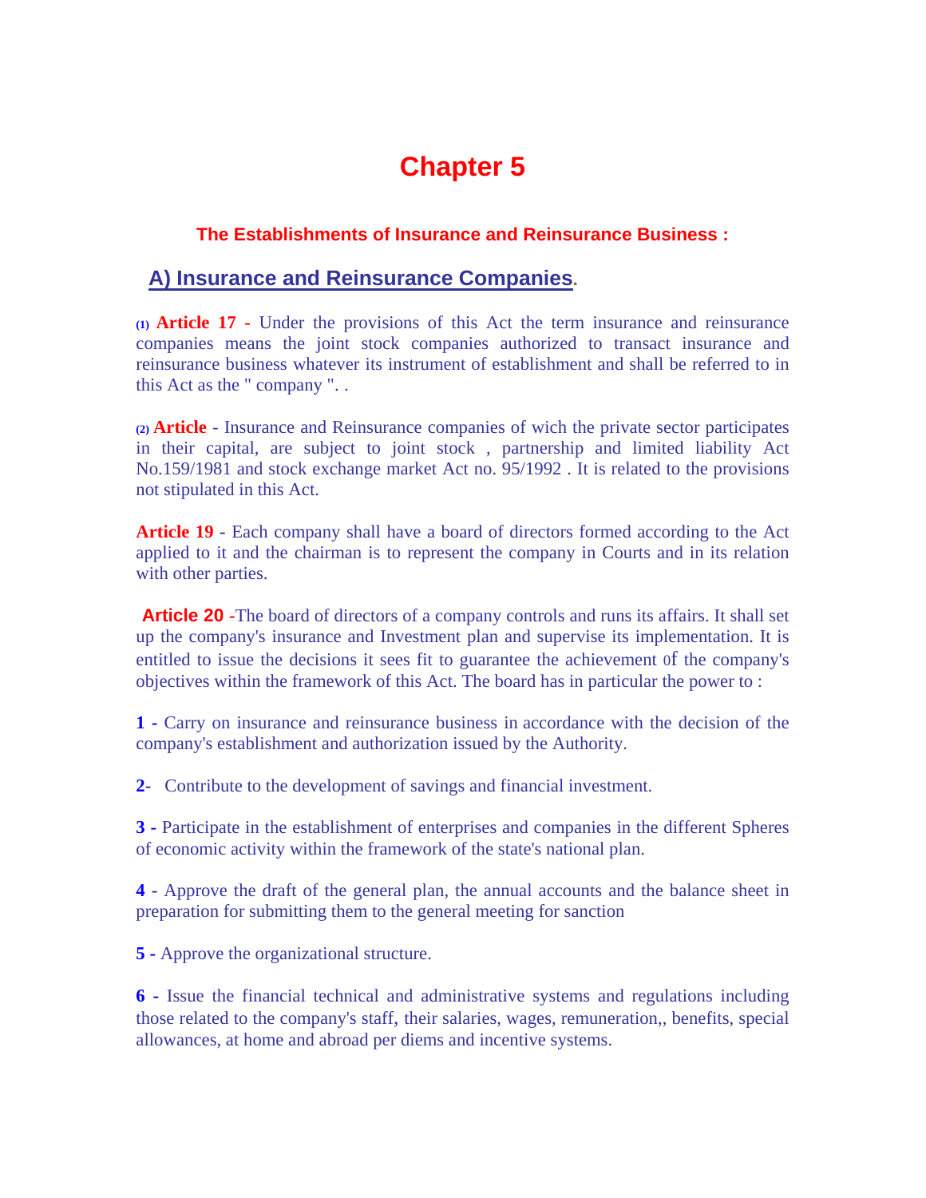# Chapter 5

### The Establishments of Insurance and Reinsurance Business :

## A) Insurance and Reinsurance Companies.

(1) **Article 17 -** Under the provisions of this Act the term insurance and reinsurance companies means the joint stock companies authorized to transact insurance and reinsurance business whatever its instrument of establishment and shall be referred to in this Act as the " company ". .

(2) **Article** - Insurance and Reinsurance companies of wich the private sector participates in their capital, are subject to joint stock , partnership and limited liability Act No.159/1981 and stock exchange market Act no. 95/1992 . It is related to the provisions not stipulated in this Act.

**Article 19 -** Each company shall have a board of directors formed according to the Act applied to it and the chairman is to represent the company in Courts and in its relation with other parties.

**Article 20** -The board of directors of a company controls and runs its affairs. It shall set up the company's insurance and Investment plan and supervise its implementation. It is entitled to issue the decisions it sees fit to guarantee the achievement 0f the company's objectives within the framework of this Act. The board has in particular the power to :

**1 -** Carry on insurance and reinsurance business in accordance with the decision of the company's establishment and authorization issued by the Authority.

**2**- Contribute to the development of savings and financial investment.

**3 -** Participate in the establishment of enterprises and companies in the different Spheres of economic activity within the framework of the state's national plan.

**4** - Approve the draft of the general plan, the annual accounts and the balance sheet in preparation for submitting them to the general meeting for sanction

**5 -** Approve the organizational structure.

**6 -** Issue the financial technical and administrative systems and regulations including those related to the company's staff, their salaries, wages, remuneration,, benefits, special allowances, at home and abroad per diems and incentive systems.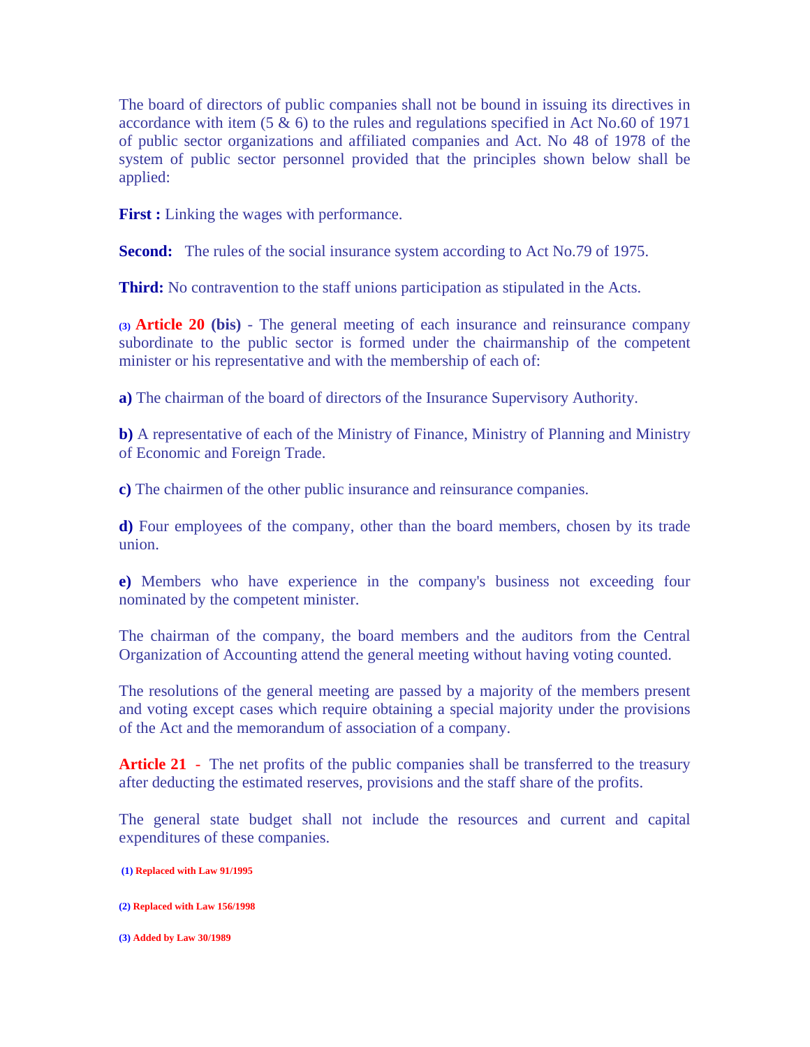The board of directors of public companies shall not be bound in issuing its directives in accordance with item (5 & 6) to the rules and regulations specified in Act No.60 of 1971 of public sector organizations and affiliated companies and Act. No 48 of 1978 of the system of public sector personnel provided that the principles shown below shall be applied:

**First :** Linking the wages with performance.

**Second:** The rules of the social insurance system according to Act No.79 of 1975.

**Third:** No contravention to the staff unions participation as stipulated in the Acts.

(3) **Article 20 (bis)** - The general meeting of each insurance and reinsurance company subordinate to the public sector is formed under the chairmanship of the competent minister or his representative and with the membership of each of:

**a)** The chairman of the board of directors of the Insurance Supervisory Authority.

**b)** A representative of each of the Ministry of Finance, Ministry of Planning and Ministry of Economic and Foreign Trade.

**c)** The chairmen of the other public insurance and reinsurance companies.

**d)** Four employees of the company, other than the board members, chosen by its trade union.

**e)** Members who have experience in the company's business not exceeding four nominated by the competent minister.

The chairman of the company, the board members and the auditors from the Central Organization of Accounting attend the general meeting without having voting counted.

The resolutions of the general meeting are passed by a majority of the members present and voting except cases which require obtaining a special majority under the provisions of the Act and the memorandum of association of a company.

**Article 21** - The net profits of the public companies shall be transferred to the treasury after deducting the estimated reserves, provisions and the staff share of the profits.

The general state budget shall not include the resources and current and capital expenditures of these companies.

(1) Replaced with Law 91/1995

(2) Replaced with Law 156/1998

(3) Added by Law 30/1989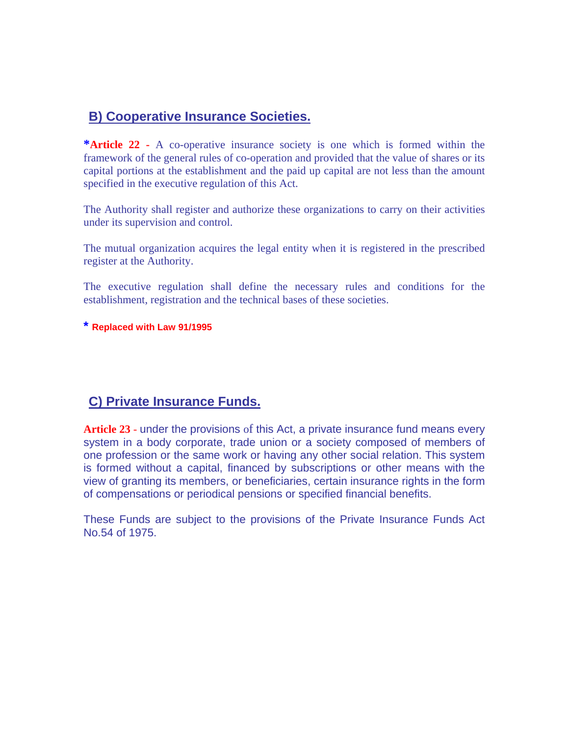## B) Cooperative Insurance Societies.

***Article 22 -** A co-operative insurance society is one which is formed within the framework of the general rules of co-operation and provided that the value of shares or its capital portions at the establishment and the paid up capital are not less than the amount specified in the executive regulation of this Act.

The Authority shall register and authorize these organizations to carry on their activities under its supervision and control.

The mutual organization acquires the legal entity when it is registered in the prescribed register at the Authority.

The executive regulation shall define the necessary rules and conditions for the establishment, registration and the technical bases of these societies.

* **Replaced with Law 91/1995**

## C) Private Insurance Funds.

**Article 23 -** under the provisions of this Act, a private insurance fund means every system in a body corporate, trade union or a society composed of members of one profession or the same work or having any other social relation. This system is formed without a capital, financed by subscriptions or other means with the view of granting its members, or beneficiaries, certain insurance rights in the form of compensations or periodical pensions or specified financial benefits.

These Funds are subject to the provisions of the Private Insurance Funds Act No.54 of 1975.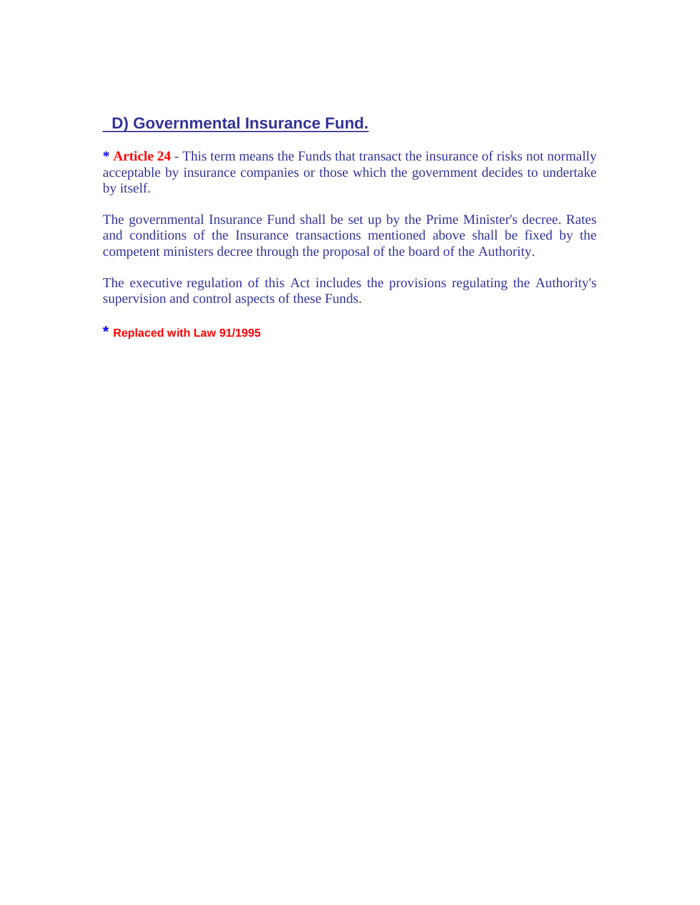## D) Governmental Insurance Fund.

* **Article 24** - This term means the Funds that transact the insurance of risks not normally acceptable by insurance companies or those which the government decides to undertake by itself.

The governmental Insurance Fund shall be set up by the Prime Minister's decree. Rates and conditions of the Insurance transactions mentioned above shall be fixed by the competent ministers decree through the proposal of the board of the Authority.

The executive regulation of this Act includes the provisions regulating the Authority's supervision and control aspects of these Funds.

* **Replaced with Law 91/1995**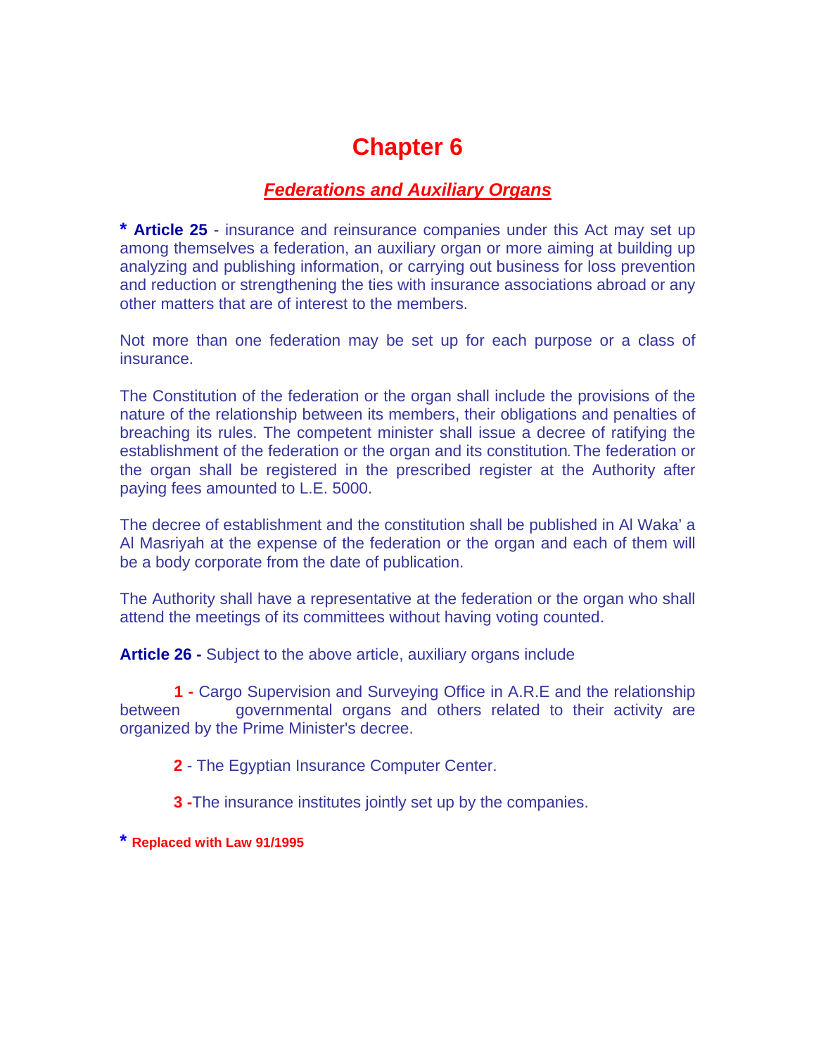# Chapter 6

## *Federations and Auxiliary Organs*

* **Article 25** - insurance and reinsurance companies under this Act may set up among themselves a federation, an auxiliary organ or more aiming at building up analyzing and publishing information, or carrying out business for loss prevention and reduction or strengthening the ties with insurance associations abroad or any other matters that are of interest to the members.

Not more than one federation may be set up for each purpose or a class of insurance.

The Constitution of the federation or the organ shall include the provisions of the nature of the relationship between its members, their obligations and penalties of breaching its rules. The competent minister shall issue a decree of ratifying the establishment of the federation or the organ and its constitution. The federation or the organ shall be registered in the prescribed register at the Authority after paying fees amounted to L.E. 5000.

The decree of establishment and the constitution shall be published in Al Waka' a Al Masriyah at the expense of the federation or the organ and each of them will be a body corporate from the date of publication.

The Authority shall have a representative at the federation or the organ who shall attend the meetings of its committees without having voting counted.

**Article 26 -** Subject to the above article, auxiliary organs include

**1 -** Cargo Supervision and Surveying Office in A.R.E and the relationship between governmental organs and others related to their activity are organized by the Prime Minister's decree.

**2** - The Egyptian Insurance Computer Center.

**3 -**The insurance institutes jointly set up by the companies.

* **Replaced with Law 91/1995**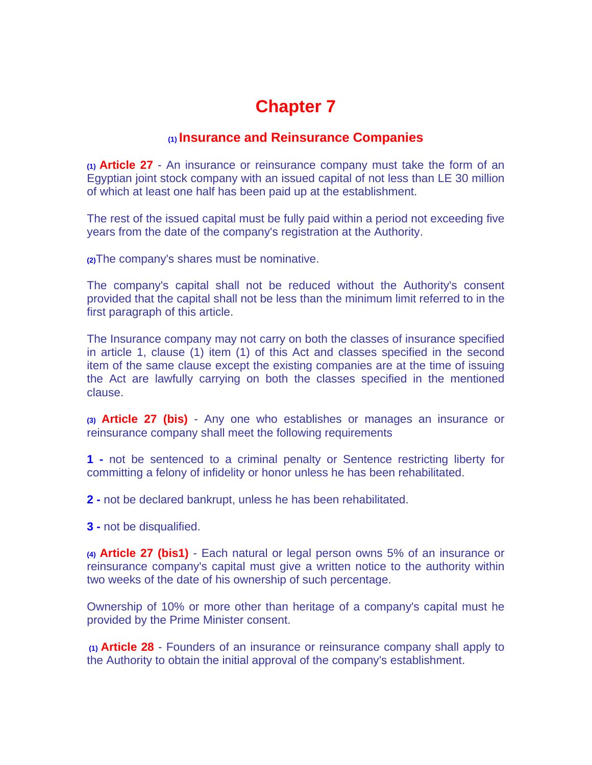# Chapter 7

## [1] Insurance and Reinsurance Companies

[1] **Article 27** - An insurance or reinsurance company must take the form of an Egyptian joint stock company with an issued capital of not less than LE 30 million of which at least one half has been paid up at the establishment.

The rest of the issued capital must be fully paid within a period not exceeding five years from the date of the company's registration at the Authority.

[2]The company's shares must be nominative.

The company's capital shall not be reduced without the Authority's consent provided that the capital shall not be less than the minimum limit referred to in the first paragraph of this article.

The Insurance company may not carry on both the classes of insurance specified in article 1, clause (1) item (1) of this Act and classes specified in the second item of the same clause except the existing companies are at the time of issuing the Act are lawfully carrying on both the classes specified in the mentioned clause.

[3] **Article 27 (bis)** - Any one who establishes or manages an insurance or reinsurance company shall meet the following requirements

**1 -** not be sentenced to a criminal penalty or Sentence restricting liberty for committing a felony of infidelity or honor unless he has been rehabilitated.

**2 -** not be declared bankrupt, unless he has been rehabilitated.

**3 -** not be disqualified.

[4] **Article 27 (bis1)** - Each natural or legal person owns 5% of an insurance or reinsurance company's capital must give a written notice to the authority within two weeks of the date of his ownership of such percentage.

Ownership of 10% or more other than heritage of a company's capital must he provided by the Prime Minister consent.

[1] **Article 28** - Founders of an insurance or reinsurance company shall apply to the Authority to obtain the initial approval of the company's establishment.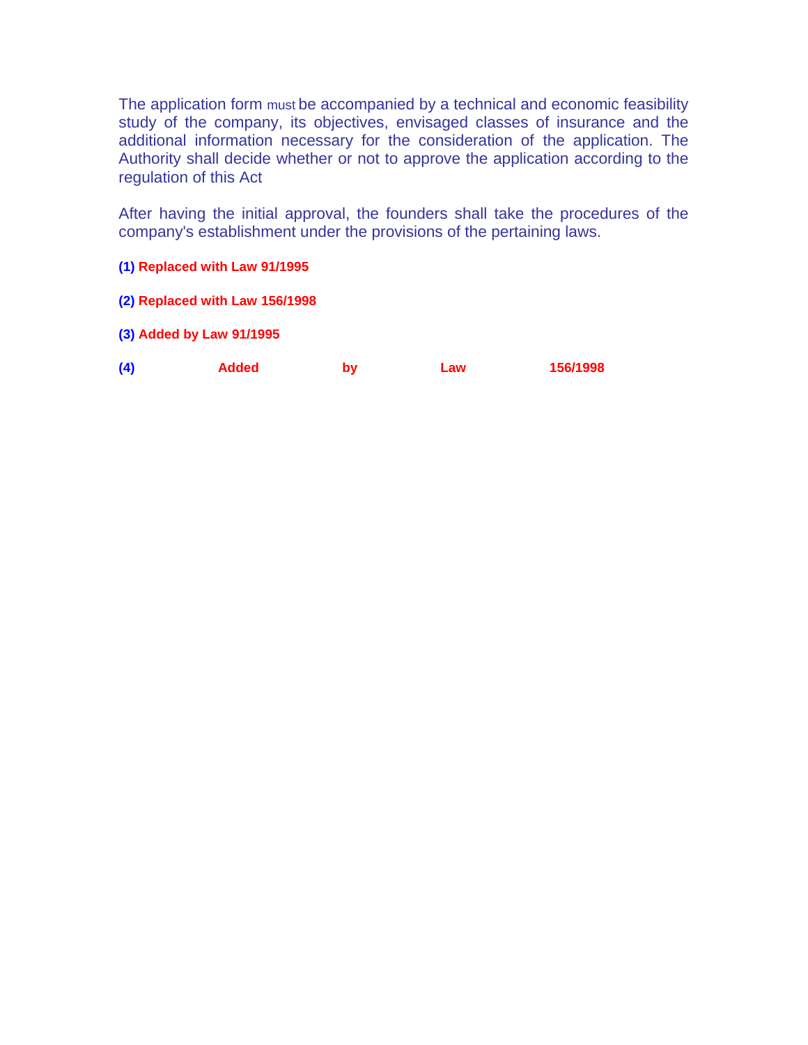The application form must be accompanied by a technical and economic feasibility study of the company, its objectives, envisaged classes of insurance and the additional information necessary for the consideration of the application. The Authority shall decide whether or not to approve the application according to the regulation of this Act

After having the initial approval, the founders shall take the procedures of the company's establishment under the provisions of the pertaining laws.

**(1) Replaced with Law 91/1995**

**(2) Replaced with Law 156/1998**

**(3) Added by Law 91/1995**

**(4) Added by Law 156/1998**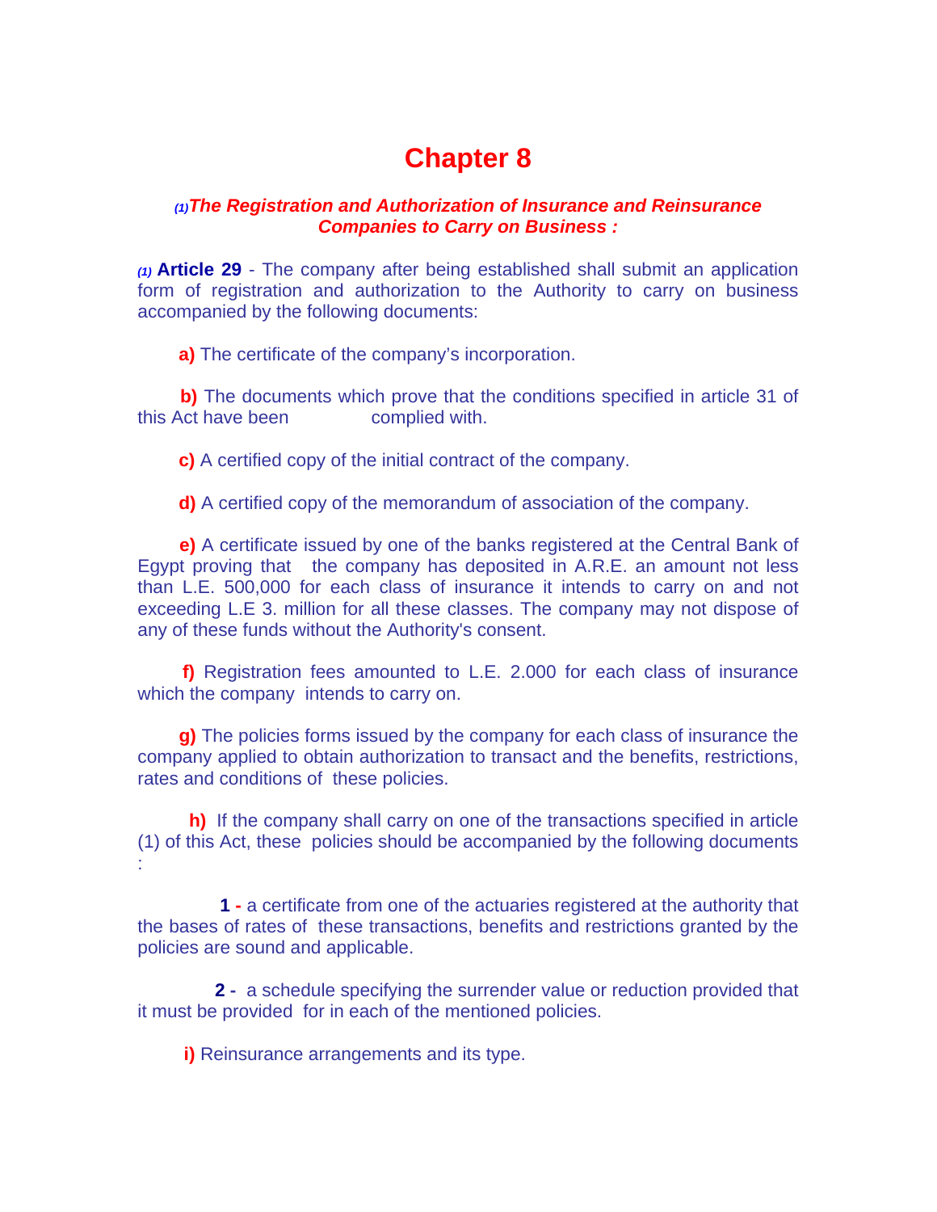# Chapter 8

### (1)*The Registration and Authorization of Insurance and Reinsurance Companies to Carry on Business :*

(1) **Article 29** - The company after being established shall submit an application form of registration and authorization to the Authority to carry on business accompanied by the following documents:

**a)** The certificate of the company's incorporation.

**b)** The documents which prove that the conditions specified in article 31 of this Act have been complied with.

**c)** A certified copy of the initial contract of the company.

**d)** A certified copy of the memorandum of association of the company.

**e)** A certificate issued by one of the banks registered at the Central Bank of Egypt proving that the company has deposited in A.R.E. an amount not less than L.E. 500,000 for each class of insurance it intends to carry on and not exceeding L.E 3. million for all these classes. The company may not dispose of any of these funds without the Authority's consent.

**f)** Registration fees amounted to L.E. 2.000 for each class of insurance which the company intends to carry on.

**g)** The policies forms issued by the company for each class of insurance the company applied to obtain authorization to transact and the benefits, restrictions, rates and conditions of these policies.

**h)** If the company shall carry on one of the transactions specified in article (1) of this Act, these policies should be accompanied by the following documents :

**1 -** a certificate from one of the actuaries registered at the authority that the bases of rates of these transactions, benefits and restrictions granted by the policies are sound and applicable.

**2 -** a schedule specifying the surrender value or reduction provided that it must be provided for in each of the mentioned policies.

**i)** Reinsurance arrangements and its type.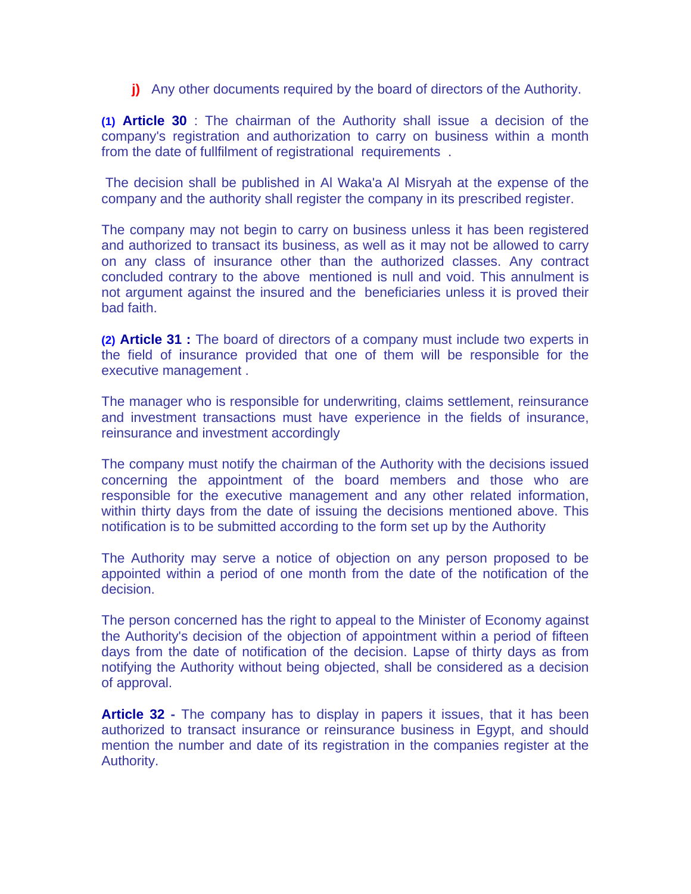**j)** Any other documents required by the board of directors of the Authority.

**(1) Article 30** : The chairman of the Authority shall issue a decision of the company's registration and authorization to carry on business within a month from the date of fullfilment of registrational requirements .

The decision shall be published in Al Waka'a Al Misryah at the expense of the company and the authority shall register the company in its prescribed register.

The company may not begin to carry on business unless it has been registered and authorized to transact its business, as well as it may not be allowed to carry on any class of insurance other than the authorized classes. Any contract concluded contrary to the above mentioned is null and void. This annulment is not argument against the insured and the beneficiaries unless it is proved their bad faith.

**(2) Article 31 :** The board of directors of a company must include two experts in the field of insurance provided that one of them will be responsible for the executive management .

The manager who is responsible for underwriting, claims settlement, reinsurance and investment transactions must have experience in the fields of insurance, reinsurance and investment accordingly

The company must notify the chairman of the Authority with the decisions issued concerning the appointment of the board members and those who are responsible for the executive management and any other related information, within thirty days from the date of issuing the decisions mentioned above. This notification is to be submitted according to the form set up by the Authority

The Authority may serve a notice of objection on any person proposed to be appointed within a period of one month from the date of the notification of the decision.

The person concerned has the right to appeal to the Minister of Economy against the Authority's decision of the objection of appointment within a period of fifteen days from the date of notification of the decision. Lapse of thirty days as from notifying the Authority without being objected, shall be considered as a decision of approval.

**Article 32 -** The company has to display in papers it issues, that it has been authorized to transact insurance or reinsurance business in Egypt, and should mention the number and date of its registration in the companies register at the Authority.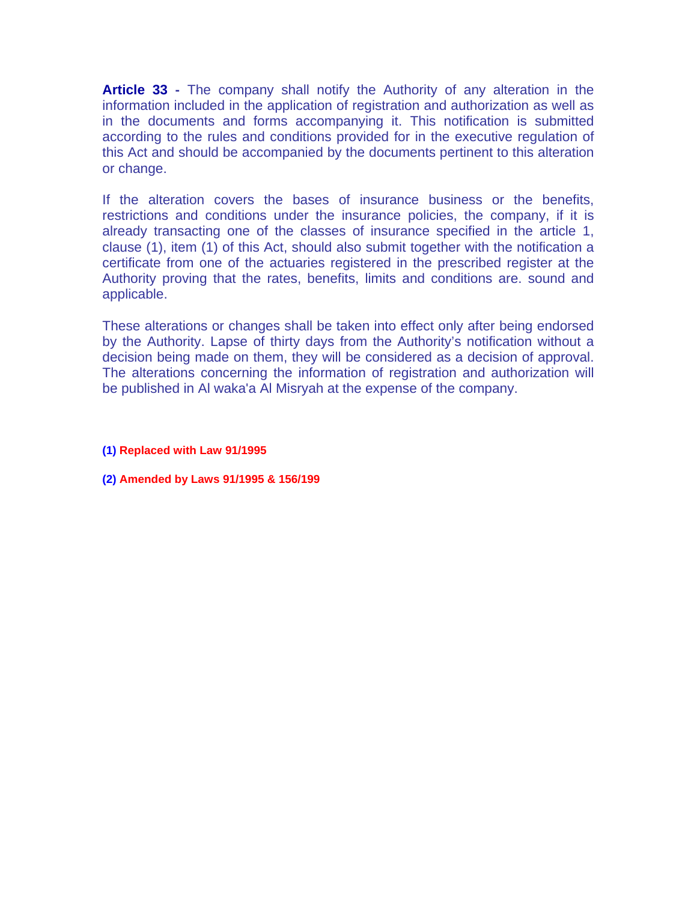**Article 33 -** The company shall notify the Authority of any alteration in the information included in the application of registration and authorization as well as in the documents and forms accompanying it. This notification is submitted according to the rules and conditions provided for in the executive regulation of this Act and should be accompanied by the documents pertinent to this alteration or change.

If the alteration covers the bases of insurance business or the benefits, restrictions and conditions under the insurance policies, the company, if it is already transacting one of the classes of insurance specified in the article 1, clause (1), item (1) of this Act, should also submit together with the notification a certificate from one of the actuaries registered in the prescribed register at the Authority proving that the rates, benefits, limits and conditions are. sound and applicable.

These alterations or changes shall be taken into effect only after being endorsed by the Authority. Lapse of thirty days from the Authority's notification without a decision being made on them, they will be considered as a decision of approval. The alterations concerning the information of registration and authorization will be published in Al waka'a Al Misryah at the expense of the company.

**(1) Replaced with Law 91/1995**

**(2) Amended by Laws 91/1995 & 156/199**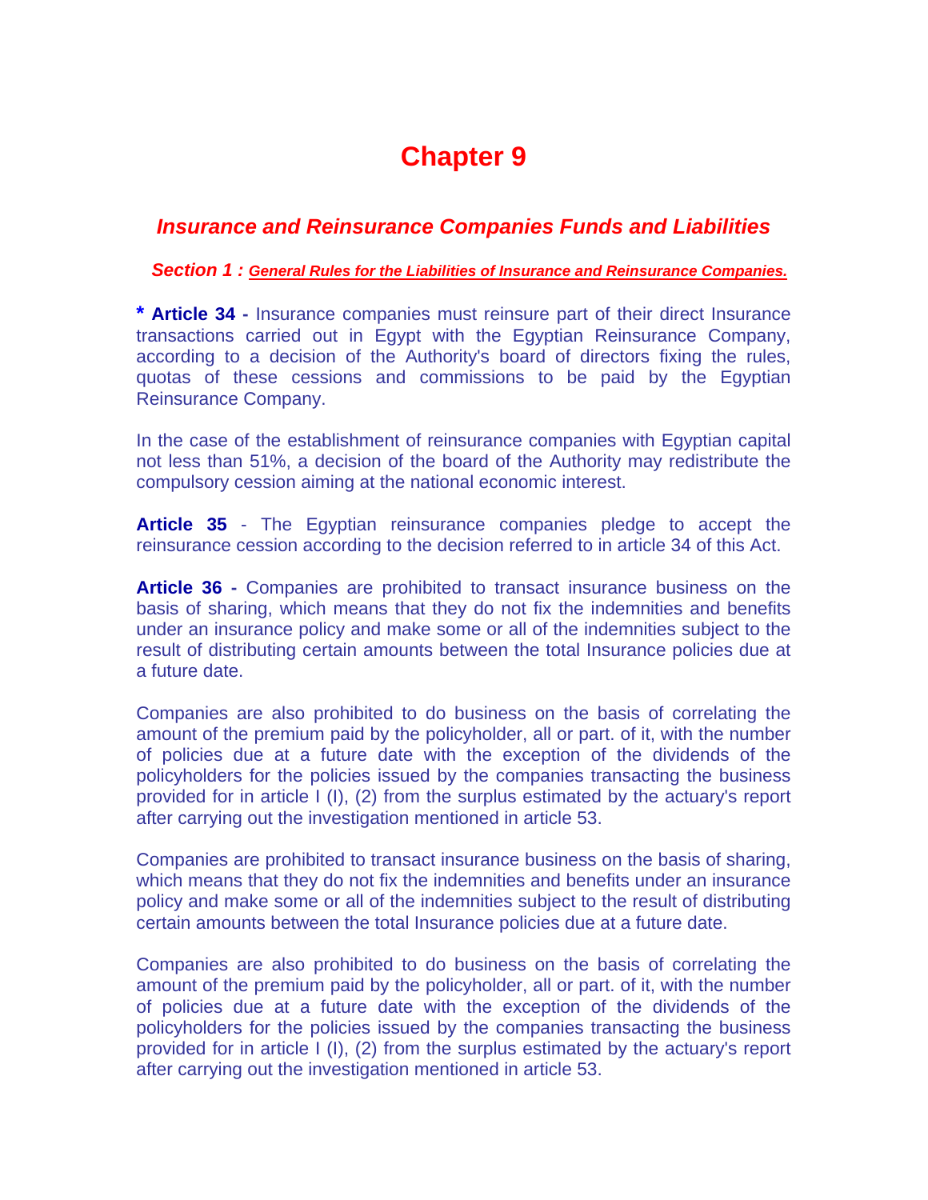# Chapter 9

## *Insurance and Reinsurance Companies Funds and Liabilities*

### *Section 1 : General Rules for the Liabilities of Insurance and Reinsurance Companies.*

**\* Article 34 -** Insurance companies must reinsure part of their direct Insurance transactions carried out in Egypt with the Egyptian Reinsurance Company, according to a decision of the Authority's board of directors fixing the rules, quotas of these cessions and commissions to be paid by the Egyptian Reinsurance Company.

In the case of the establishment of reinsurance companies with Egyptian capital not less than 51%, a decision of the board of the Authority may redistribute the compulsory cession aiming at the national economic interest.

**Article 35** - The Egyptian reinsurance companies pledge to accept the reinsurance cession according to the decision referred to in article 34 of this Act.

**Article 36 -** Companies are prohibited to transact insurance business on the basis of sharing, which means that they do not fix the indemnities and benefits under an insurance policy and make some or all of the indemnities subject to the result of distributing certain amounts between the total Insurance policies due at a future date.

Companies are also prohibited to do business on the basis of correlating the amount of the premium paid by the policyholder, all or part. of it, with the number of policies due at a future date with the exception of the dividends of the policyholders for the policies issued by the companies transacting the business provided for in article I (I), (2) from the surplus estimated by the actuary's report after carrying out the investigation mentioned in article 53.

Companies are prohibited to transact insurance business on the basis of sharing, which means that they do not fix the indemnities and benefits under an insurance policy and make some or all of the indemnities subject to the result of distributing certain amounts between the total Insurance policies due at a future date.

Companies are also prohibited to do business on the basis of correlating the amount of the premium paid by the policyholder, all or part. of it, with the number of policies due at a future date with the exception of the dividends of the policyholders for the policies issued by the companies transacting the business provided for in article I (I), (2) from the surplus estimated by the actuary's report after carrying out the investigation mentioned in article 53.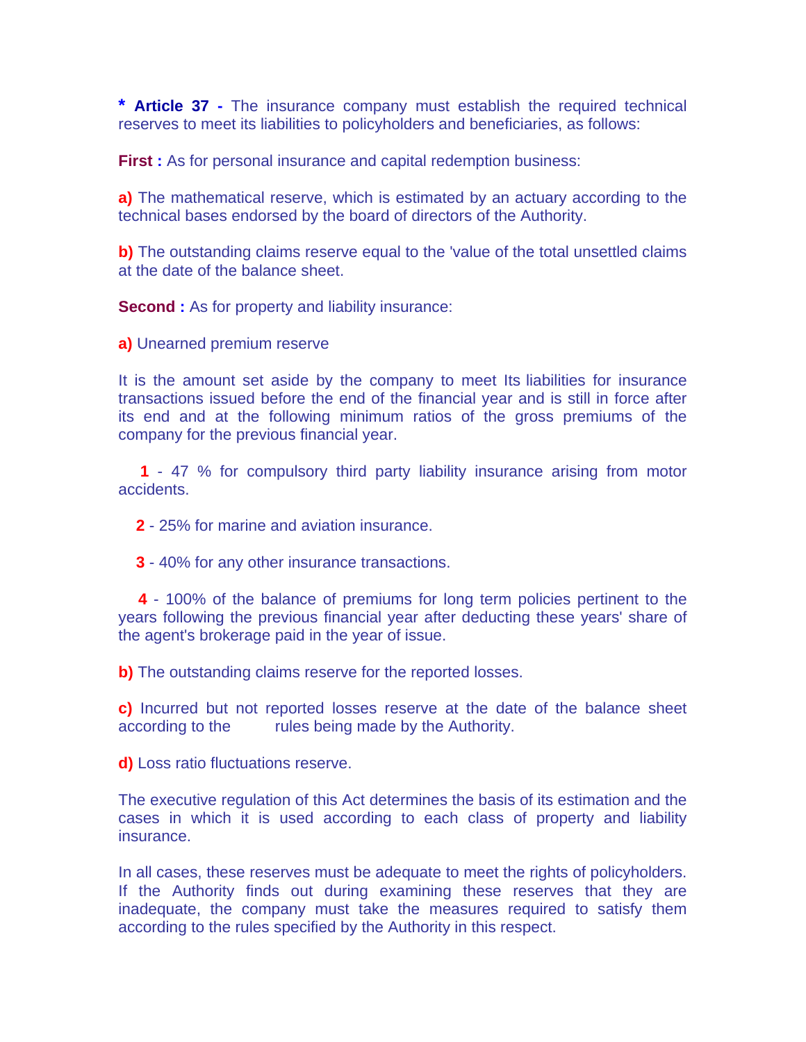**\* Article 37 -** The insurance company must establish the required technical reserves to meet its liabilities to policyholders and beneficiaries, as follows:

**First :** As for personal insurance and capital redemption business:

**a)** The mathematical reserve, which is estimated by an actuary according to the technical bases endorsed by the board of directors of the Authority.

**b)** The outstanding claims reserve equal to the 'value of the total unsettled claims at the date of the balance sheet.

**Second :** As for property and liability insurance:

**a)** Unearned premium reserve

It is the amount set aside by the company to meet Its liabilities for insurance transactions issued before the end of the financial year and is still in force after its end and at the following minimum ratios of the gross premiums of the company for the previous financial year.

**1** - 47 % for compulsory third party liability insurance arising from motor accidents.

**2** - 25% for marine and aviation insurance.

**3** - 40% for any other insurance transactions.

**4** - 100% of the balance of premiums for long term policies pertinent to the years following the previous financial year after deducting these years' share of the agent's brokerage paid in the year of issue.

**b)** The outstanding claims reserve for the reported losses.

**c)** Incurred but not reported losses reserve at the date of the balance sheet according to the rules being made by the Authority.

**d)** Loss ratio fluctuations reserve.

The executive regulation of this Act determines the basis of its estimation and the cases in which it is used according to each class of property and liability insurance.

In all cases, these reserves must be adequate to meet the rights of policyholders. If the Authority finds out during examining these reserves that they are inadequate, the company must take the measures required to satisfy them according to the rules specified by the Authority in this respect.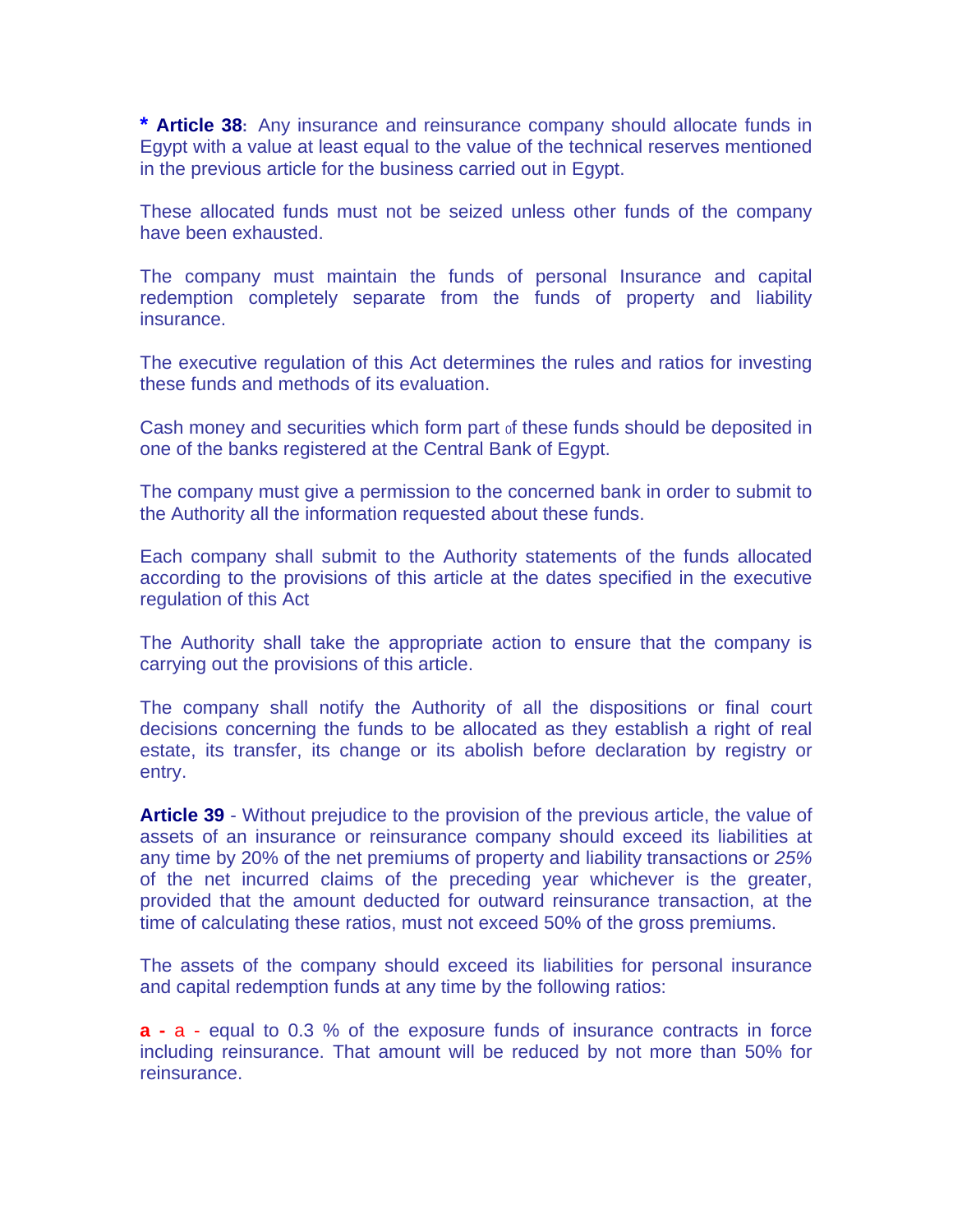**\* Article 38**: Any insurance and reinsurance company should allocate funds in Egypt with a value at least equal to the value of the technical reserves mentioned in the previous article for the business carried out in Egypt.

These allocated funds must not be seized unless other funds of the company have been exhausted.

The company must maintain the funds of personal Insurance and capital redemption completely separate from the funds of property and liability insurance.

The executive regulation of this Act determines the rules and ratios for investing these funds and methods of its evaluation.

Cash money and securities which form part of these funds should be deposited in one of the banks registered at the Central Bank of Egypt.

The company must give a permission to the concerned bank in order to submit to the Authority all the information requested about these funds.

Each company shall submit to the Authority statements of the funds allocated according to the provisions of this article at the dates specified in the executive regulation of this Act

The Authority shall take the appropriate action to ensure that the company is carrying out the provisions of this article.

The company shall notify the Authority of all the dispositions or final court decisions concerning the funds to be allocated as they establish a right of real estate, its transfer, its change or its abolish before declaration by registry or entry.

**Article 39** - Without prejudice to the provision of the previous article, the value of assets of an insurance or reinsurance company should exceed its liabilities at any time by 20% of the net premiums of property and liability transactions or *25%* of the net incurred claims of the preceding year whichever is the greater, provided that the amount deducted for outward reinsurance transaction, at the time of calculating these ratios, must not exceed 50% of the gross premiums.

The assets of the company should exceed its liabilities for personal insurance and capital redemption funds at any time by the following ratios:

**a -** a - equal to 0.3 % of the exposure funds of insurance contracts in force including reinsurance. That amount will be reduced by not more than 50% for reinsurance.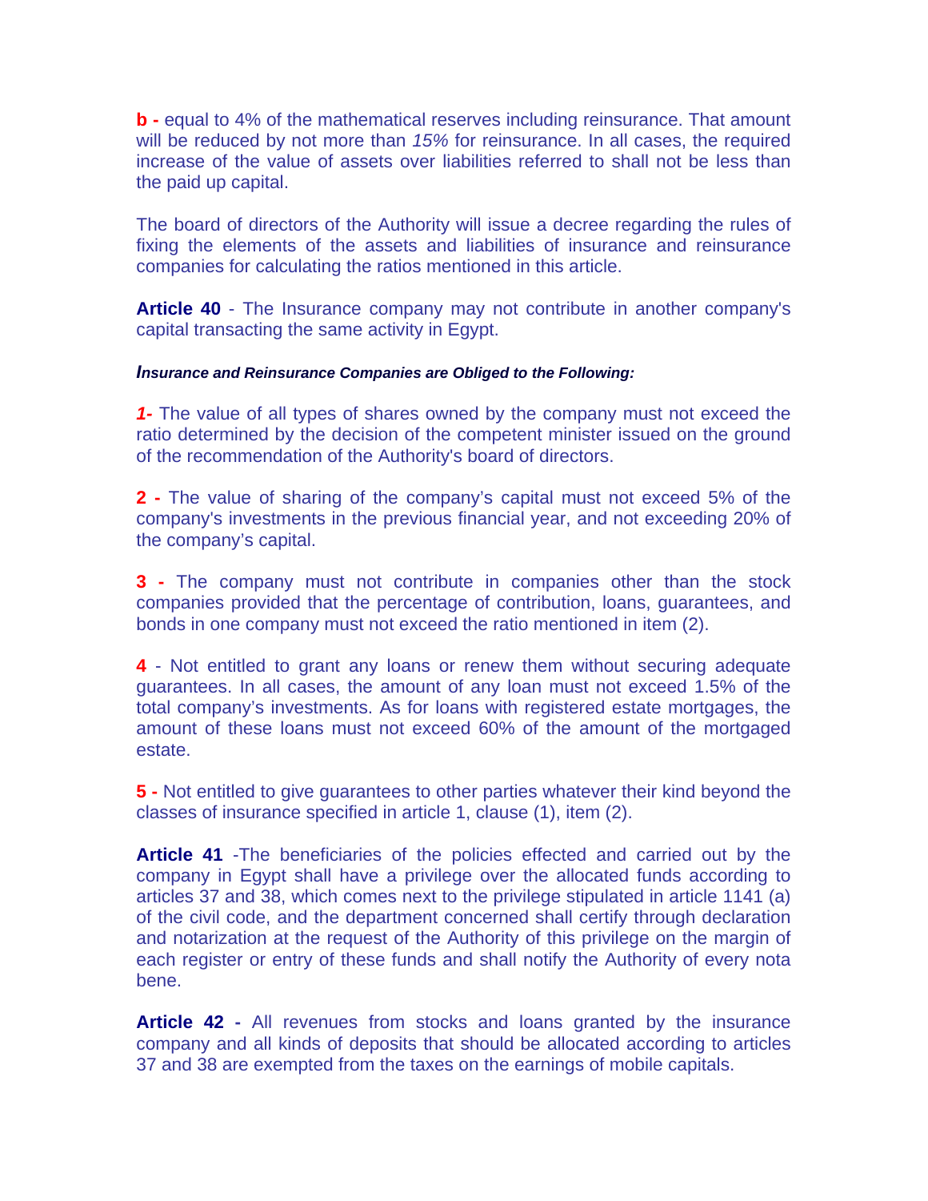**b -** equal to 4% of the mathematical reserves including reinsurance. That amount will be reduced by not more than *15%* for reinsurance. In all cases, the required increase of the value of assets over liabilities referred to shall not be less than the paid up capital.

The board of directors of the Authority will issue a decree regarding the rules of fixing the elements of the assets and liabilities of insurance and reinsurance companies for calculating the ratios mentioned in this article.

**Article 40** - The Insurance company may not contribute in another company's capital transacting the same activity in Egypt.

***Insurance and Reinsurance Companies are Obliged to the Following:***

***1-*** The value of all types of shares owned by the company must not exceed the ratio determined by the decision of the competent minister issued on the ground of the recommendation of the Authority's board of directors.

**2 -** The value of sharing of the company's capital must not exceed 5% of the company's investments in the previous financial year, and not exceeding 20% of the company's capital.

**3 -** The company must not contribute in companies other than the stock companies provided that the percentage of contribution, loans, guarantees, and bonds in one company must not exceed the ratio mentioned in item (2).

**4** - Not entitled to grant any loans or renew them without securing adequate guarantees. In all cases, the amount of any loan must not exceed 1.5% of the total company's investments. As for loans with registered estate mortgages, the amount of these loans must not exceed 60% of the amount of the mortgaged estate.

**5 -** Not entitled to give guarantees to other parties whatever their kind beyond the classes of insurance specified in article 1, clause (1), item (2).

**Article 41** -The beneficiaries of the policies effected and carried out by the company in Egypt shall have a privilege over the allocated funds according to articles 37 and 38, which comes next to the privilege stipulated in article 1141 (a) of the civil code, and the department concerned shall certify through declaration and notarization at the request of the Authority of this privilege on the margin of each register or entry of these funds and shall notify the Authority of every nota bene.

**Article 42 -** All revenues from stocks and loans granted by the insurance company and all kinds of deposits that should be allocated according to articles 37 and 38 are exempted from the taxes on the earnings of mobile capitals.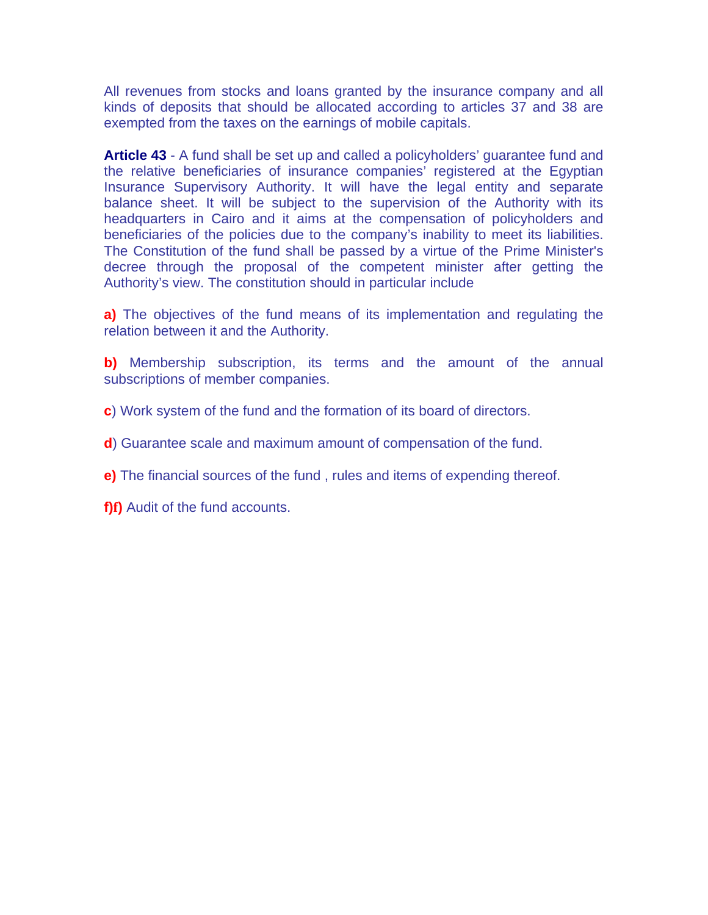All revenues from stocks and loans granted by the insurance company and all kinds of deposits that should be allocated according to articles 37 and 38 are exempted from the taxes on the earnings of mobile capitals.

**Article 43** - A fund shall be set up and called a policyholders' guarantee fund and the relative beneficiaries of insurance companies' registered at the Egyptian Insurance Supervisory Authority. It will have the legal entity and separate balance sheet. It will be subject to the supervision of the Authority with its headquarters in Cairo and it aims at the compensation of policyholders and beneficiaries of the policies due to the company's inability to meet its liabilities. The Constitution of the fund shall be passed by a virtue of the Prime Minister's decree through the proposal of the competent minister after getting the Authority's view. The constitution should in particular include

**a)** The objectives of the fund means of its implementation and regulating the relation between it and the Authority.

**b)** Membership subscription, its terms and the amount of the annual subscriptions of member companies.

**c**) Work system of the fund and the formation of its board of directors.

**d**) Guarantee scale and maximum amount of compensation of the fund.

**e)** The financial sources of the fund , rules and items of expending thereof.

**f)f)** Audit of the fund accounts.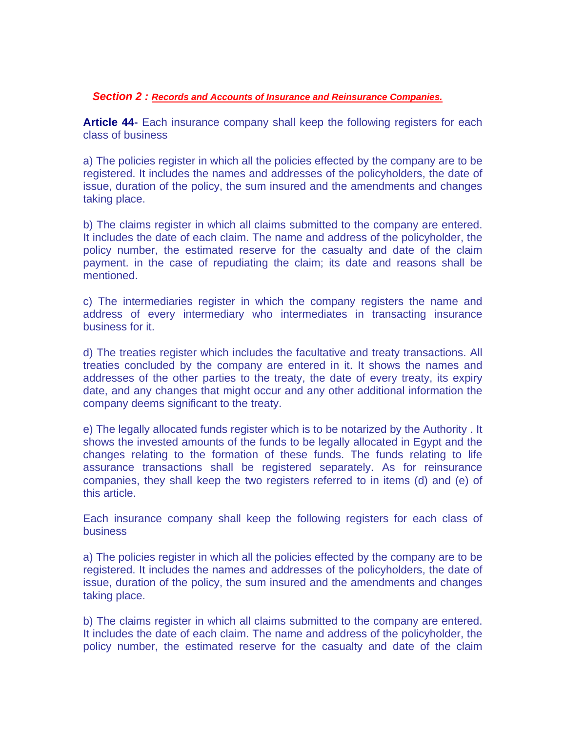## Section 2 : ***Records and Accounts of Insurance and Reinsurance Companies.***

**Article 44-** Each insurance company shall keep the following registers for each class of business

a) The policies register in which all the policies effected by the company are to be registered. It includes the names and addresses of the policyholders, the date of issue, duration of the policy, the sum insured and the amendments and changes taking place.

b) The claims register in which all claims submitted to the company are entered. It includes the date of each claim. The name and address of the policyholder, the policy number, the estimated reserve for the casualty and date of the claim payment. in the case of repudiating the claim; its date and reasons shall be mentioned.

c) The intermediaries register in which the company registers the name and address of every intermediary who intermediates in transacting insurance business for it.

d) The treaties register which includes the facultative and treaty transactions. All treaties concluded by the company are entered in it. It shows the names and addresses of the other parties to the treaty, the date of every treaty, its expiry date, and any changes that might occur and any other additional information the company deems significant to the treaty.

e) The legally allocated funds register which is to be notarized by the Authority . It shows the invested amounts of the funds to be legally allocated in Egypt and the changes relating to the formation of these funds. The funds relating to life assurance transactions shall be registered separately. As for reinsurance companies, they shall keep the two registers referred to in items (d) and (e) of this article.

Each insurance company shall keep the following registers for each class of business

a) The policies register in which all the policies effected by the company are to be registered. It includes the names and addresses of the policyholders, the date of issue, duration of the policy, the sum insured and the amendments and changes taking place.

b) The claims register in which all claims submitted to the company are entered. It includes the date of each claim. The name and address of the policyholder, the policy number, the estimated reserve for the casualty and date of the claim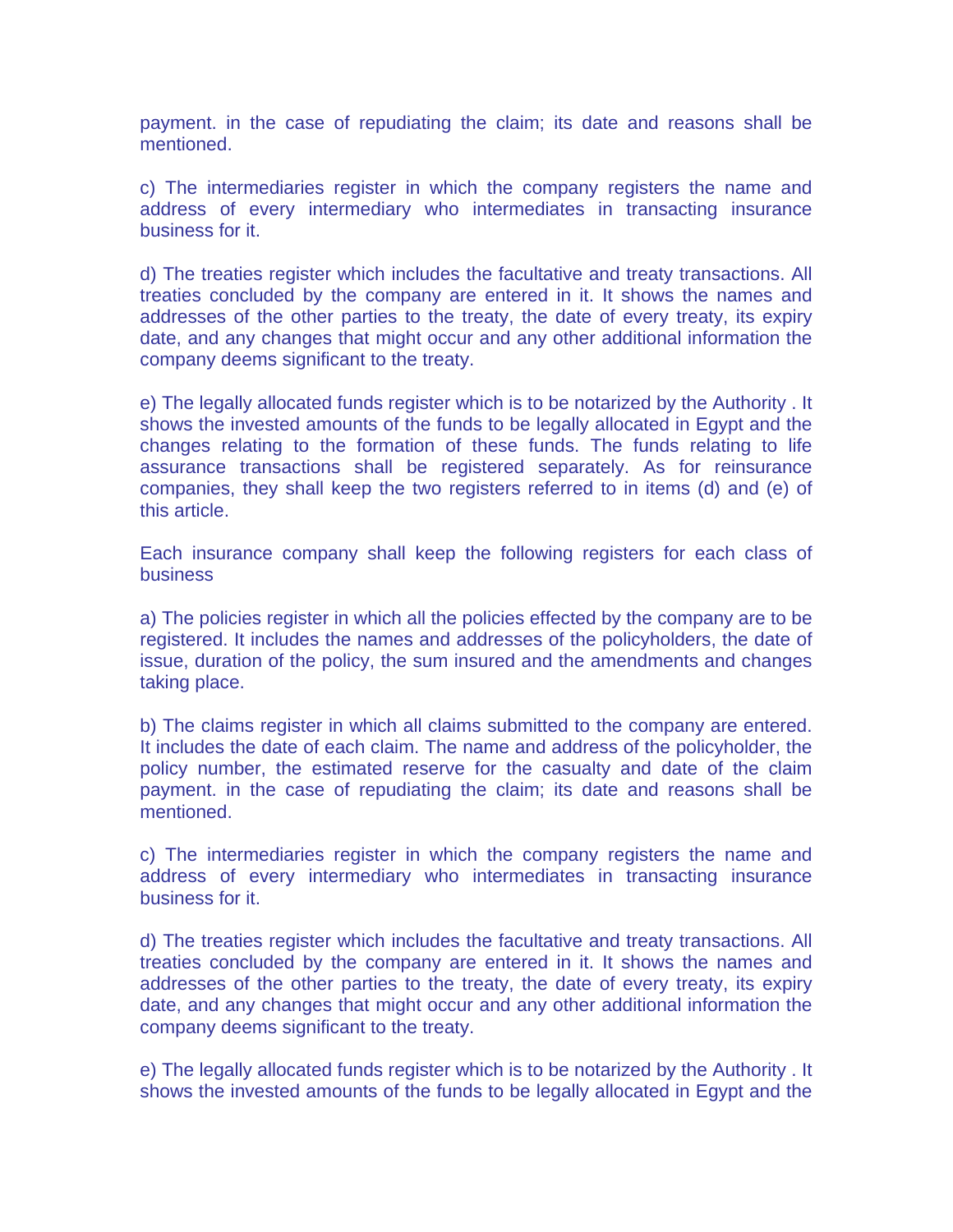payment. in the case of repudiating the claim; its date and reasons shall be mentioned.

c) The intermediaries register in which the company registers the name and address of every intermediary who intermediates in transacting insurance business for it.

d) The treaties register which includes the facultative and treaty transactions. All treaties concluded by the company are entered in it. It shows the names and addresses of the other parties to the treaty, the date of every treaty, its expiry date, and any changes that might occur and any other additional information the company deems significant to the treaty.

e) The legally allocated funds register which is to be notarized by the Authority . It shows the invested amounts of the funds to be legally allocated in Egypt and the changes relating to the formation of these funds. The funds relating to life assurance transactions shall be registered separately. As for reinsurance companies, they shall keep the two registers referred to in items (d) and (e) of this article.

Each insurance company shall keep the following registers for each class of business

a) The policies register in which all the policies effected by the company are to be registered. It includes the names and addresses of the policyholders, the date of issue, duration of the policy, the sum insured and the amendments and changes taking place.

b) The claims register in which all claims submitted to the company are entered. It includes the date of each claim. The name and address of the policyholder, the policy number, the estimated reserve for the casualty and date of the claim payment. in the case of repudiating the claim; its date and reasons shall be mentioned.

c) The intermediaries register in which the company registers the name and address of every intermediary who intermediates in transacting insurance business for it.

d) The treaties register which includes the facultative and treaty transactions. All treaties concluded by the company are entered in it. It shows the names and addresses of the other parties to the treaty, the date of every treaty, its expiry date, and any changes that might occur and any other additional information the company deems significant to the treaty.

e) The legally allocated funds register which is to be notarized by the Authority . It shows the invested amounts of the funds to be legally allocated in Egypt and the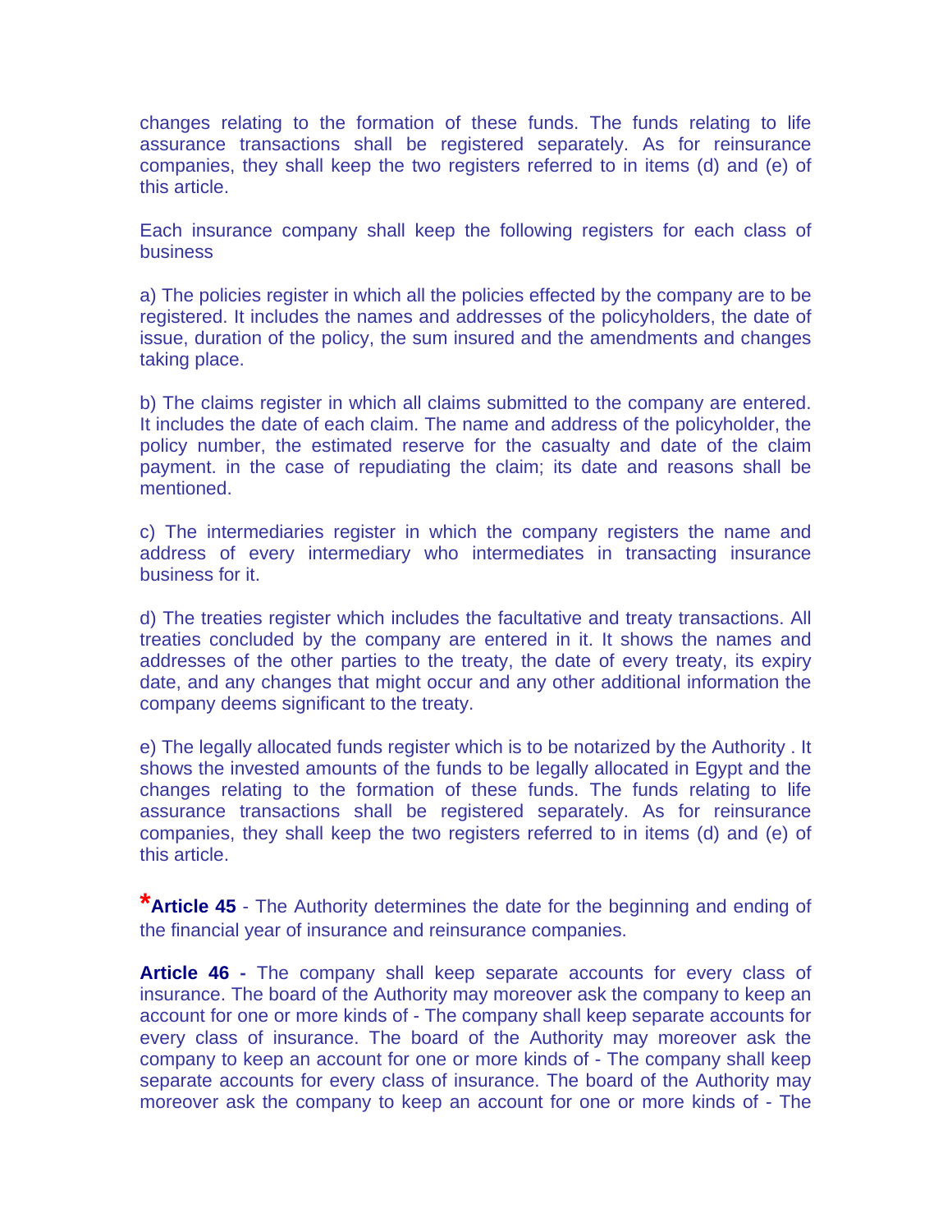changes relating to the formation of these funds. The funds relating to life assurance transactions shall be registered separately. As for reinsurance companies, they shall keep the two registers referred to in items (d) and (e) of this article.

Each insurance company shall keep the following registers for each class of business

a) The policies register in which all the policies effected by the company are to be registered. It includes the names and addresses of the policyholders, the date of issue, duration of the policy, the sum insured and the amendments and changes taking place.

b) The claims register in which all claims submitted to the company are entered. It includes the date of each claim. The name and address of the policyholder, the policy number, the estimated reserve for the casualty and date of the claim payment. in the case of repudiating the claim; its date and reasons shall be mentioned.

c) The intermediaries register in which the company registers the name and address of every intermediary who intermediates in transacting insurance business for it.

d) The treaties register which includes the facultative and treaty transactions. All treaties concluded by the company are entered in it. It shows the names and addresses of the other parties to the treaty, the date of every treaty, its expiry date, and any changes that might occur and any other additional information the company deems significant to the treaty.

e) The legally allocated funds register which is to be notarized by the Authority . It shows the invested amounts of the funds to be legally allocated in Egypt and the changes relating to the formation of these funds. The funds relating to life assurance transactions shall be registered separately. As for reinsurance companies, they shall keep the two registers referred to in items (d) and (e) of this article.

***Article 45*** - The Authority determines the date for the beginning and ending of the financial year of insurance and reinsurance companies.

**Article 46 -** The company shall keep separate accounts for every class of insurance. The board of the Authority may moreover ask the company to keep an account for one or more kinds of - The company shall keep separate accounts for every class of insurance. The board of the Authority may moreover ask the company to keep an account for one or more kinds of - The company shall keep separate accounts for every class of insurance. The board of the Authority may moreover ask the company to keep an account for one or more kinds of - The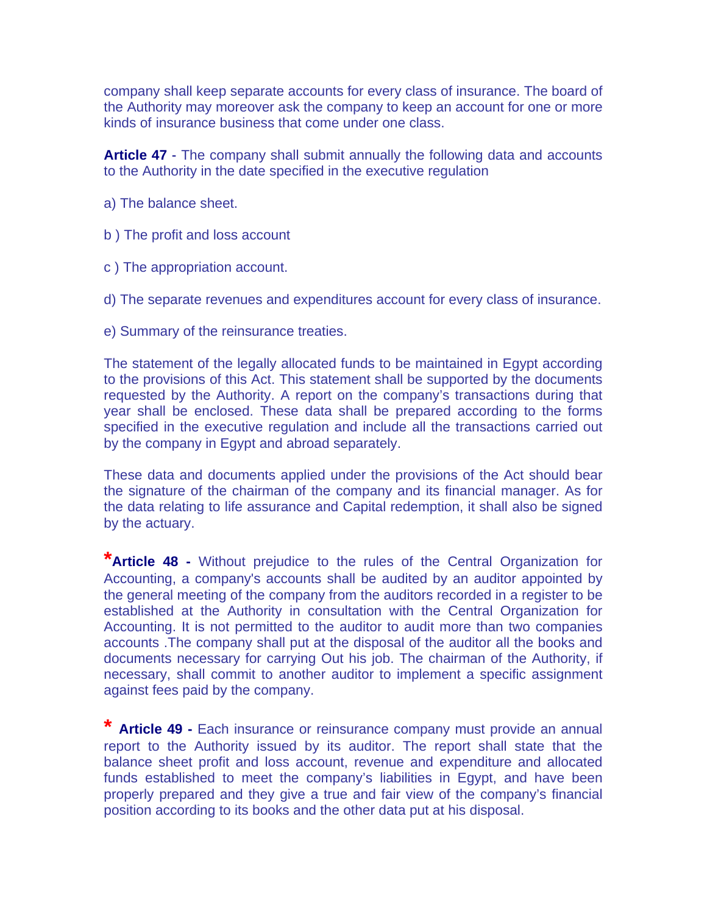company shall keep separate accounts for every class of insurance. The board of the Authority may moreover ask the company to keep an account for one or more kinds of insurance business that come under one class.

**Article 47** - The company shall submit annually the following data and accounts to the Authority in the date specified in the executive regulation

a) The balance sheet.

b ) The profit and loss account

c ) The appropriation account.

d) The separate revenues and expenditures account for every class of insurance.

e) Summary of the reinsurance treaties.

The statement of the legally allocated funds to be maintained in Egypt according to the provisions of this Act. This statement shall be supported by the documents requested by the Authority. A report on the company's transactions during that year shall be enclosed. These data shall be prepared according to the forms specified in the executive regulation and include all the transactions carried out by the company in Egypt and abroad separately.

These data and documents applied under the provisions of the Act should bear the signature of the chairman of the company and its financial manager. As for the data relating to life assurance and Capital redemption, it shall also be signed by the actuary.

***Article 48 -** Without prejudice to the rules of the Central Organization for Accounting, a company's accounts shall be audited by an auditor appointed by the general meeting of the company from the auditors recorded in a register to be established at the Authority in consultation with the Central Organization for Accounting. It is not permitted to the auditor to audit more than two companies accounts .The company shall put at the disposal of the auditor all the books and documents necessary for carrying Out his job. The chairman of the Authority, if necessary, shall commit to another auditor to implement a specific assignment against fees paid by the company.

* **Article 49 -** Each insurance or reinsurance company must provide an annual report to the Authority issued by its auditor. The report shall state that the balance sheet profit and loss account, revenue and expenditure and allocated funds established to meet the company's liabilities in Egypt, and have been properly prepared and they give a true and fair view of the company's financial position according to its books and the other data put at his disposal.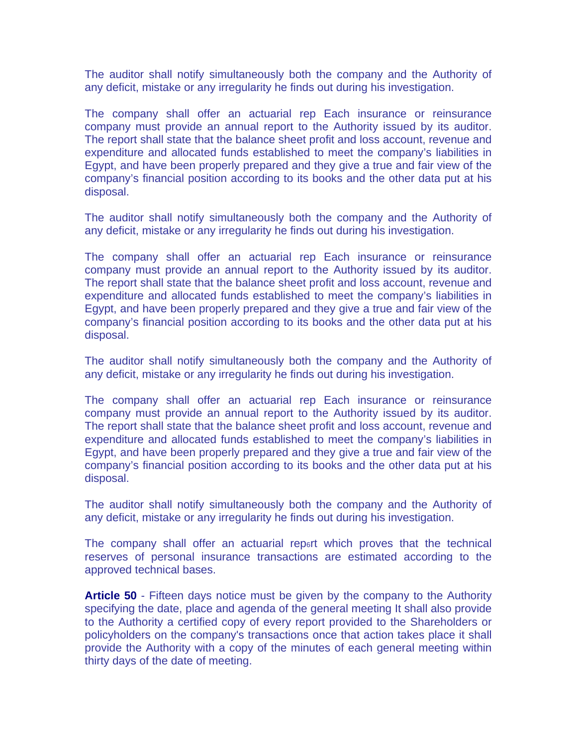The auditor shall notify simultaneously both the company and the Authority of any deficit, mistake or any irregularity he finds out during his investigation.

The company shall offer an actuarial rep Each insurance or reinsurance company must provide an annual report to the Authority issued by its auditor. The report shall state that the balance sheet profit and loss account, revenue and expenditure and allocated funds established to meet the company's liabilities in Egypt, and have been properly prepared and they give a true and fair view of the company's financial position according to its books and the other data put at his disposal.

The auditor shall notify simultaneously both the company and the Authority of any deficit, mistake or any irregularity he finds out during his investigation.

The company shall offer an actuarial rep Each insurance or reinsurance company must provide an annual report to the Authority issued by its auditor. The report shall state that the balance sheet profit and loss account, revenue and expenditure and allocated funds established to meet the company's liabilities in Egypt, and have been properly prepared and they give a true and fair view of the company's financial position according to its books and the other data put at his disposal.

The auditor shall notify simultaneously both the company and the Authority of any deficit, mistake or any irregularity he finds out during his investigation.

The company shall offer an actuarial rep Each insurance or reinsurance company must provide an annual report to the Authority issued by its auditor. The report shall state that the balance sheet profit and loss account, revenue and expenditure and allocated funds established to meet the company's liabilities in Egypt, and have been properly prepared and they give a true and fair view of the company's financial position according to its books and the other data put at his disposal.

The auditor shall notify simultaneously both the company and the Authority of any deficit, mistake or any irregularity he finds out during his investigation.

The company shall offer an actuarial report which proves that the technical reserves of personal insurance transactions are estimated according to the approved technical bases.

**Article 50** - Fifteen days notice must be given by the company to the Authority specifying the date, place and agenda of the general meeting It shall also provide to the Authority a certified copy of every report provided to the Shareholders or policyholders on the company's transactions once that action takes place it shall provide the Authority with a copy of the minutes of each general meeting within thirty days of the date of meeting.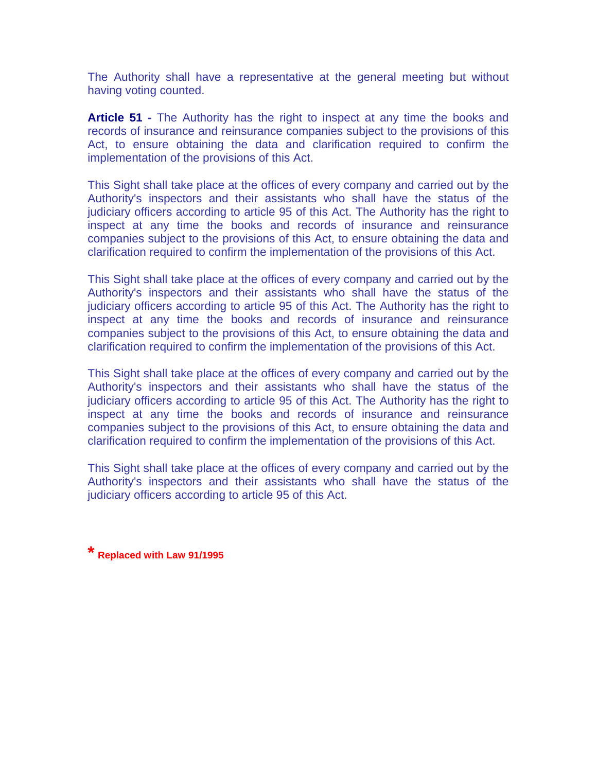The Authority shall have a representative at the general meeting but without having voting counted.

**Article 51 -** The Authority has the right to inspect at any time the books and records of insurance and reinsurance companies subject to the provisions of this Act, to ensure obtaining the data and clarification required to confirm the implementation of the provisions of this Act.

This Sight shall take place at the offices of every company and carried out by the Authority's inspectors and their assistants who shall have the status of the judiciary officers according to article 95 of this Act. The Authority has the right to inspect at any time the books and records of insurance and reinsurance companies subject to the provisions of this Act, to ensure obtaining the data and clarification required to confirm the implementation of the provisions of this Act.

This Sight shall take place at the offices of every company and carried out by the Authority's inspectors and their assistants who shall have the status of the judiciary officers according to article 95 of this Act. The Authority has the right to inspect at any time the books and records of insurance and reinsurance companies subject to the provisions of this Act, to ensure obtaining the data and clarification required to confirm the implementation of the provisions of this Act.

This Sight shall take place at the offices of every company and carried out by the Authority's inspectors and their assistants who shall have the status of the judiciary officers according to article 95 of this Act. The Authority has the right to inspect at any time the books and records of insurance and reinsurance companies subject to the provisions of this Act, to ensure obtaining the data and clarification required to confirm the implementation of the provisions of this Act.

This Sight shall take place at the offices of every company and carried out by the Authority's inspectors and their assistants who shall have the status of the judiciary officers according to article 95 of this Act.

**\* Replaced with Law 91/1995**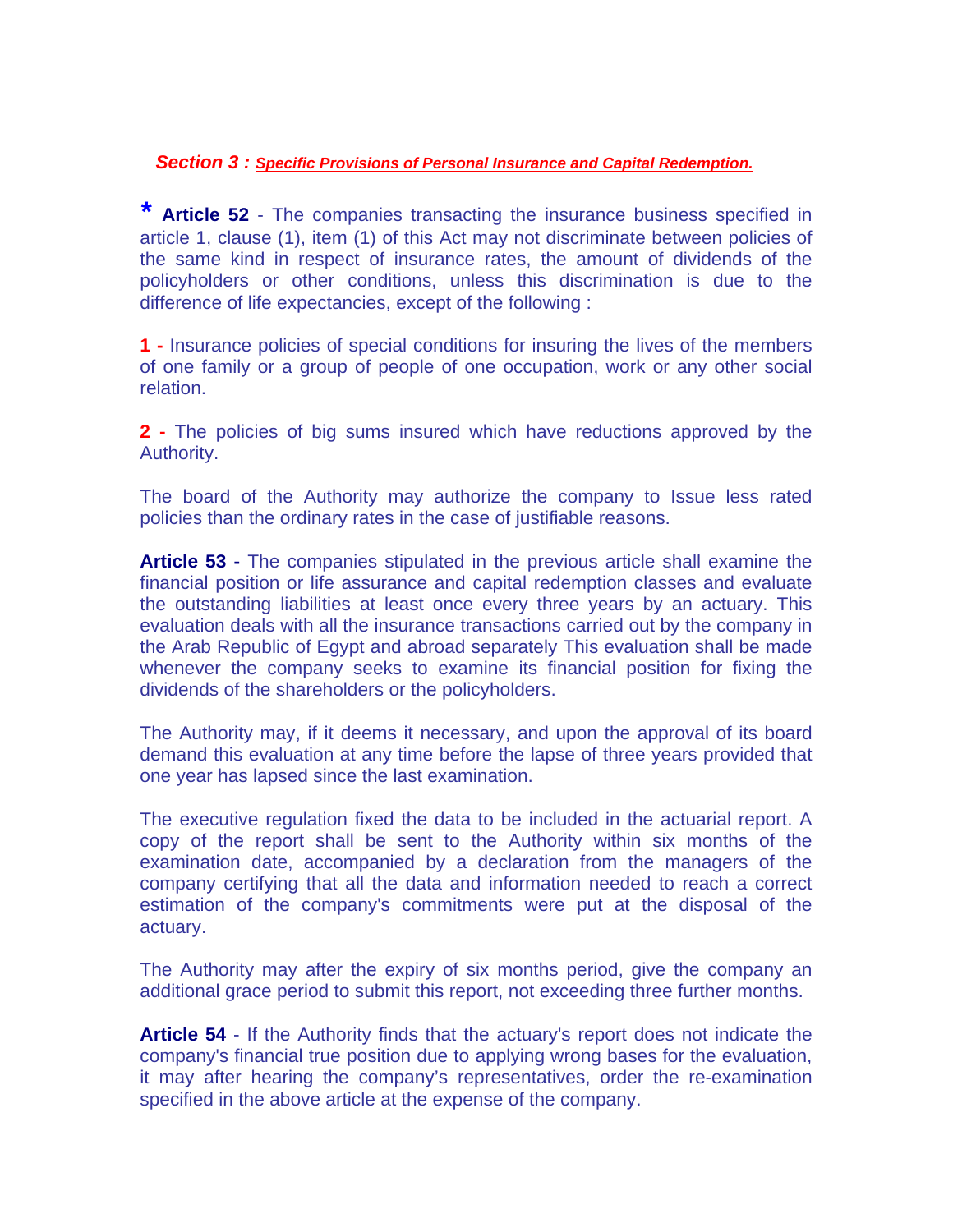### Section 3 : Specific Provisions of Personal Insurance and Capital Redemption.

* **Article 52** - The companies transacting the insurance business specified in article 1, clause (1), item (1) of this Act may not discriminate between policies of the same kind in respect of insurance rates, the amount of dividends of the policyholders or other conditions, unless this discrimination is due to the difference of life expectancies, except of the following :

**1 -** Insurance policies of special conditions for insuring the lives of the members of one family or a group of people of one occupation, work or any other social relation.

**2 -** The policies of big sums insured which have reductions approved by the Authority.

The board of the Authority may authorize the company to Issue less rated policies than the ordinary rates in the case of justifiable reasons.

**Article 53 -** The companies stipulated in the previous article shall examine the financial position or life assurance and capital redemption classes and evaluate the outstanding liabilities at least once every three years by an actuary. This evaluation deals with all the insurance transactions carried out by the company in the Arab Republic of Egypt and abroad separately This evaluation shall be made whenever the company seeks to examine its financial position for fixing the dividends of the shareholders or the policyholders.

The Authority may, if it deems it necessary, and upon the approval of its board demand this evaluation at any time before the lapse of three years provided that one year has lapsed since the last examination.

The executive regulation fixed the data to be included in the actuarial report. A copy of the report shall be sent to the Authority within six months of the examination date, accompanied by a declaration from the managers of the company certifying that all the data and information needed to reach a correct estimation of the company's commitments were put at the disposal of the actuary.

The Authority may after the expiry of six months period, give the company an additional grace period to submit this report, not exceeding three further months.

**Article 54** - If the Authority finds that the actuary's report does not indicate the company's financial true position due to applying wrong bases for the evaluation, it may after hearing the company's representatives, order the re-examination specified in the above article at the expense of the company.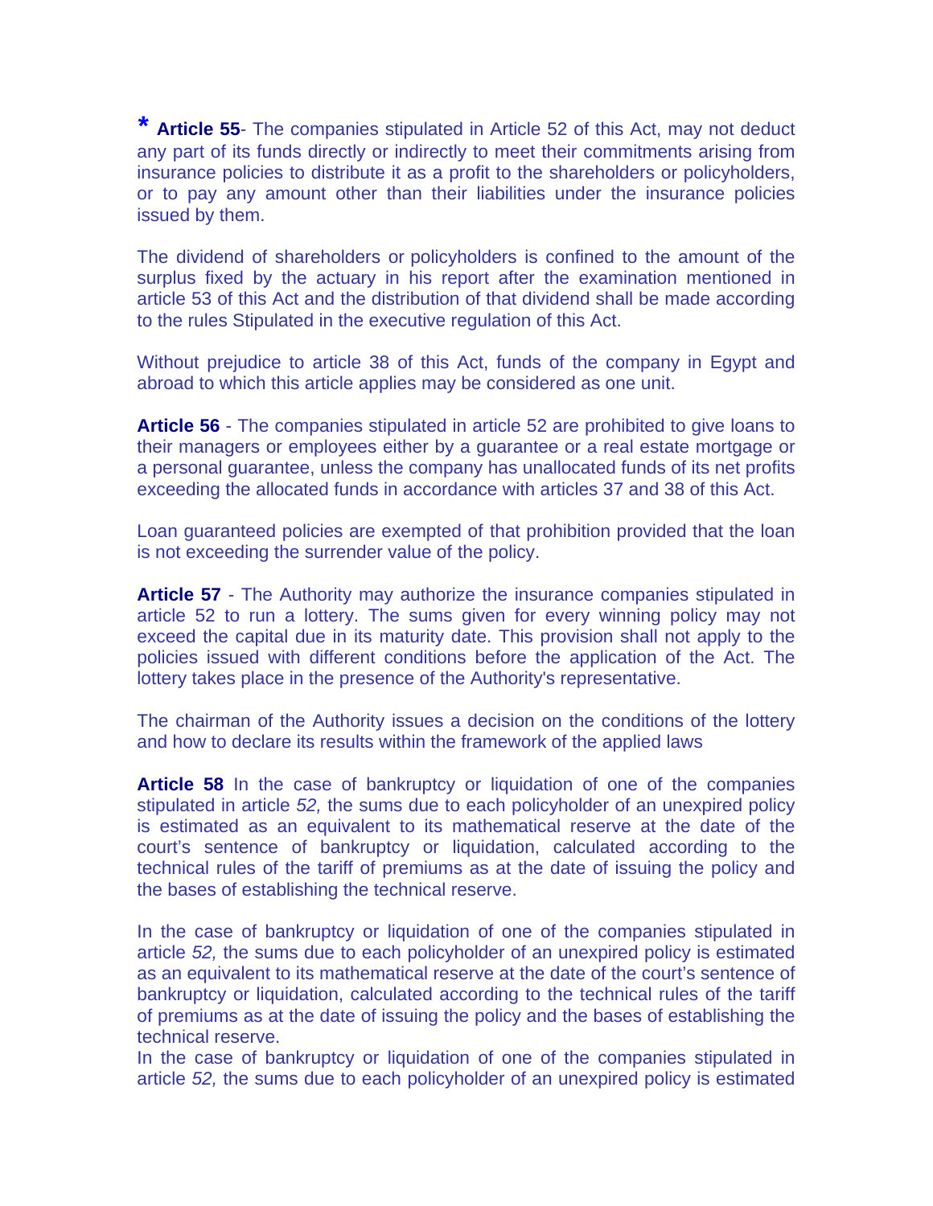**\* Article 55**- The companies stipulated in Article 52 of this Act, may not deduct any part of its funds directly or indirectly to meet their commitments arising from insurance policies to distribute it as a profit to the shareholders or policyholders, or to pay any amount other than their liabilities under the insurance policies issued by them.

The dividend of shareholders or policyholders is confined to the amount of the surplus fixed by the actuary in his report after the examination mentioned in article 53 of this Act and the distribution of that dividend shall be made according to the rules Stipulated in the executive regulation of this Act.

Without prejudice to article 38 of this Act, funds of the company in Egypt and abroad to which this article applies may be considered as one unit.

**Article 56** - The companies stipulated in article 52 are prohibited to give loans to their managers or employees either by a guarantee or a real estate mortgage or a personal guarantee, unless the company has unallocated funds of its net profits exceeding the allocated funds in accordance with articles 37 and 38 of this Act.

Loan guaranteed policies are exempted of that prohibition provided that the loan is not exceeding the surrender value of the policy.

**Article 57** - The Authority may authorize the insurance companies stipulated in article 52 to run a lottery. The sums given for every winning policy may not exceed the capital due in its maturity date. This provision shall not apply to the policies issued with different conditions before the application of the Act. The lottery takes place in the presence of the Authority's representative.

The chairman of the Authority issues a decision on the conditions of the lottery and how to declare its results within the framework of the applied laws

**Article 58** In the case of bankruptcy or liquidation of one of the companies stipulated in article *52,* the sums due to each policyholder of an unexpired policy is estimated as an equivalent to its mathematical reserve at the date of the court's sentence of bankruptcy or liquidation, calculated according to the technical rules of the tariff of premiums as at the date of issuing the policy and the bases of establishing the technical reserve.

In the case of bankruptcy or liquidation of one of the companies stipulated in article *52,* the sums due to each policyholder of an unexpired policy is estimated as an equivalent to its mathematical reserve at the date of the court's sentence of bankruptcy or liquidation, calculated according to the technical rules of the tariff of premiums as at the date of issuing the policy and the bases of establishing the technical reserve.
In the case of bankruptcy or liquidation of one of the companies stipulated in article *52,* the sums due to each policyholder of an unexpired policy is estimated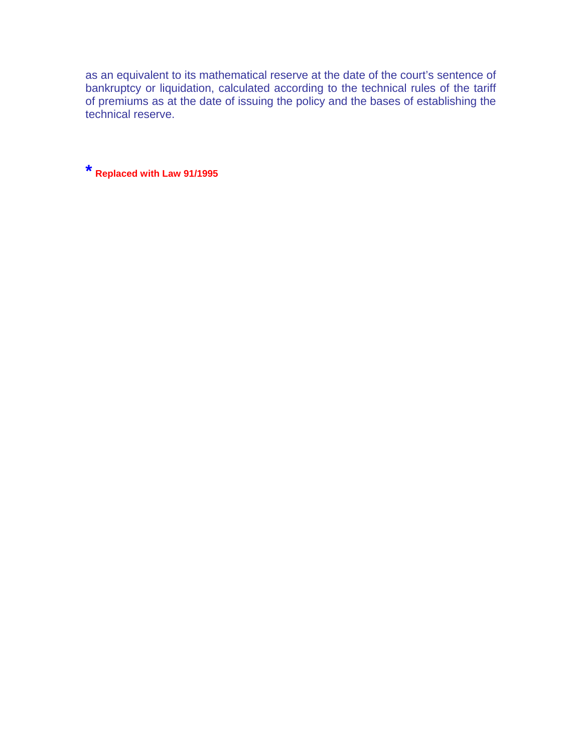as an equivalent to its mathematical reserve at the date of the court's sentence of bankruptcy or liquidation, calculated according to the technical rules of the tariff of premiums as at the date of issuing the policy and the bases of establishing the technical reserve.

* **Replaced with Law 91/1995**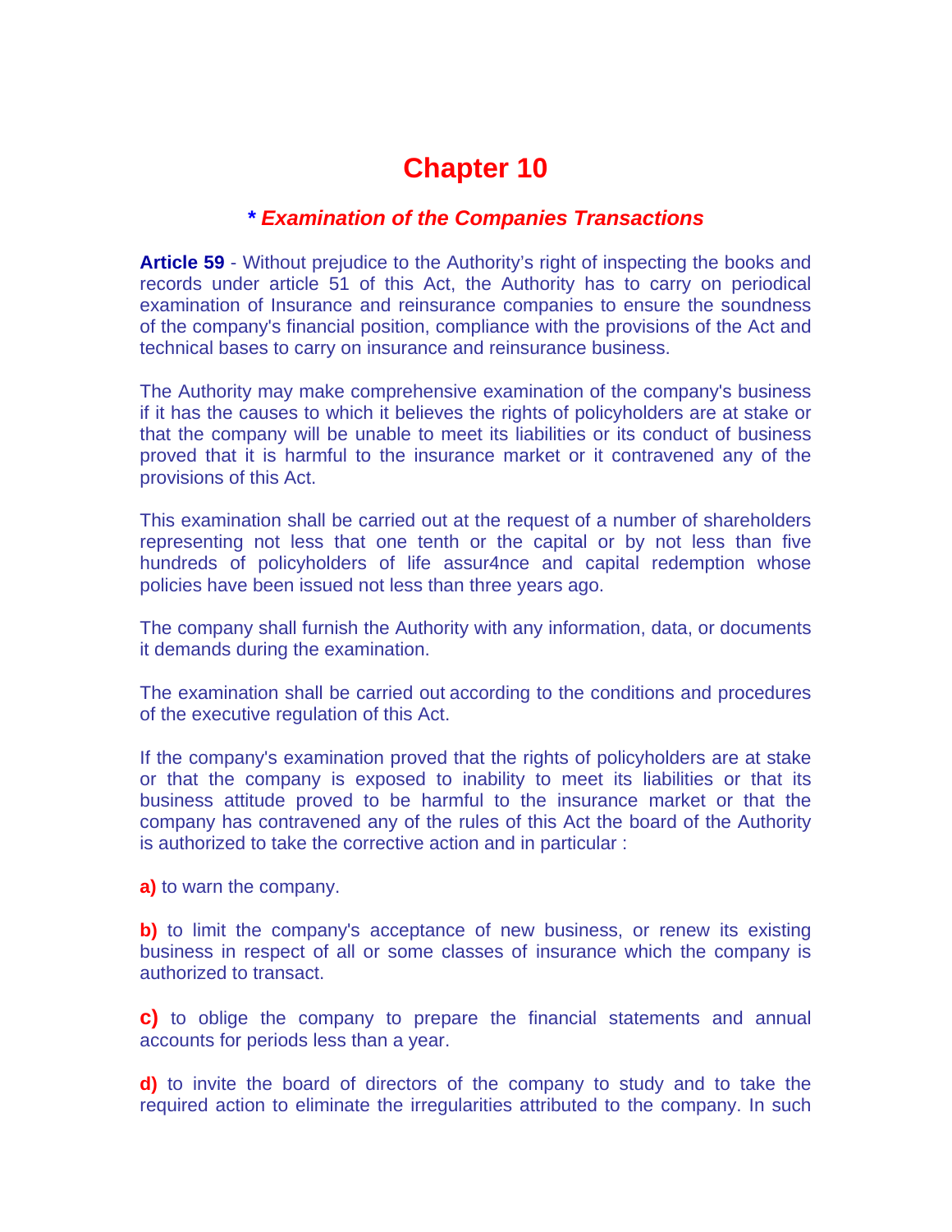# Chapter 10

## * *Examination of the Companies Transactions*

**Article 59** - Without prejudice to the Authority's right of inspecting the books and records under article 51 of this Act, the Authority has to carry on periodical examination of Insurance and reinsurance companies to ensure the soundness of the company's financial position, compliance with the provisions of the Act and technical bases to carry on insurance and reinsurance business.

The Authority may make comprehensive examination of the company's business if it has the causes to which it believes the rights of policyholders are at stake or that the company will be unable to meet its liabilities or its conduct of business proved that it is harmful to the insurance market or it contravened any of the provisions of this Act.

This examination shall be carried out at the request of a number of shareholders representing not less that one tenth or the capital or by not less than five hundreds of policyholders of life assur4nce and capital redemption whose policies have been issued not less than three years ago.

The company shall furnish the Authority with any information, data, or documents it demands during the examination.

The examination shall be carried out according to the conditions and procedures of the executive regulation of this Act.

If the company's examination proved that the rights of policyholders are at stake or that the company is exposed to inability to meet its liabilities or that its business attitude proved to be harmful to the insurance market or that the company has contravened any of the rules of this Act the board of the Authority is authorized to take the corrective action and in particular :

**a)** to warn the company.

**b)** to limit the company's acceptance of new business, or renew its existing business in respect of all or some classes of insurance which the company is authorized to transact.

**c)** to oblige the company to prepare the financial statements and annual accounts for periods less than a year.

**d)** to invite the board of directors of the company to study and to take the required action to eliminate the irregularities attributed to the company. In such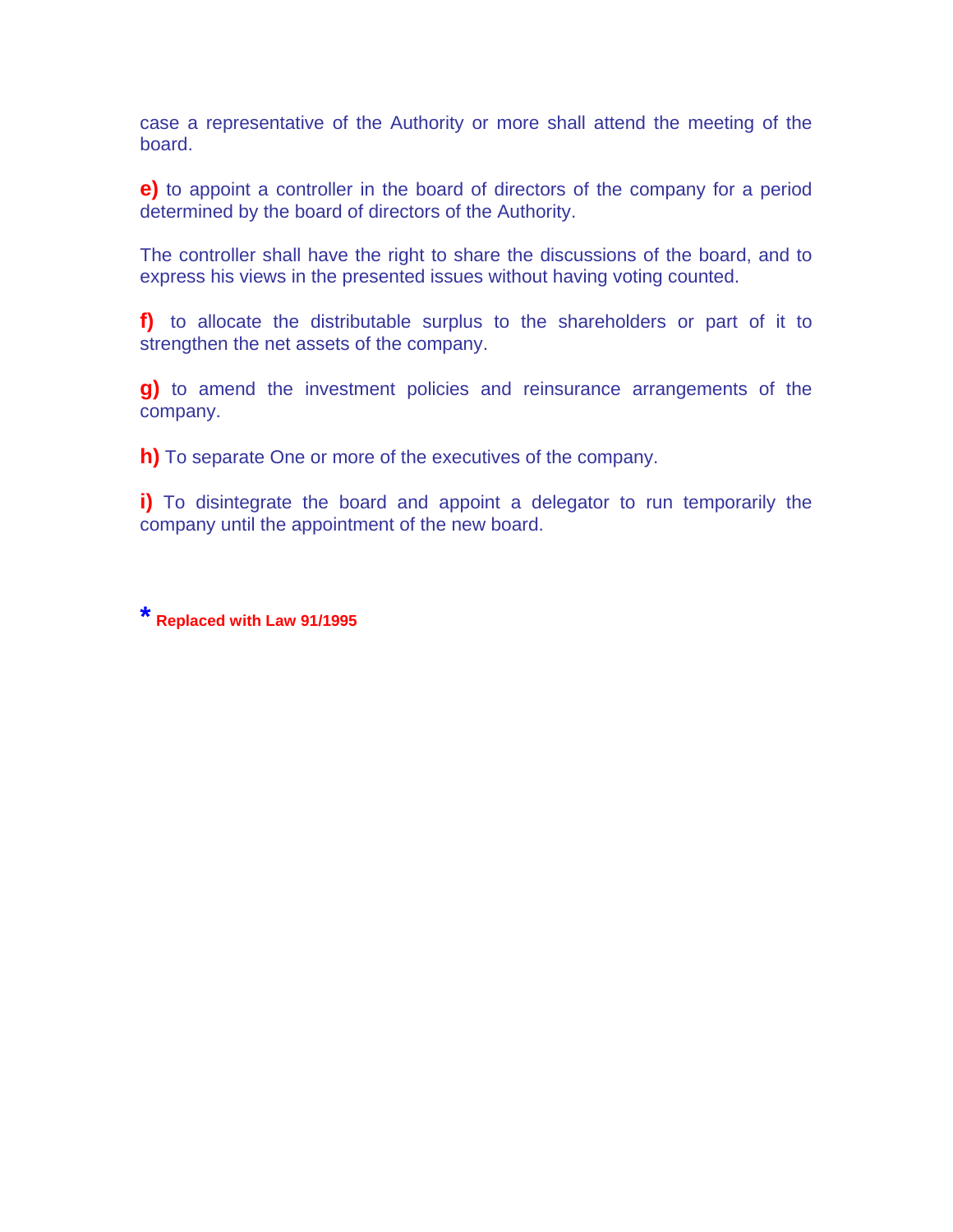case a representative of the Authority or more shall attend the meeting of the board.

**e)** to appoint a controller in the board of directors of the company for a period determined by the board of directors of the Authority.

The controller shall have the right to share the discussions of the board, and to express his views in the presented issues without having voting counted.

**f)** to allocate the distributable surplus to the shareholders or part of it to strengthen the net assets of the company.

**g)** to amend the investment policies and reinsurance arrangements of the company.

**h)** To separate One or more of the executives of the company.

**i)** To disintegrate the board and appoint a delegator to run temporarily the company until the appointment of the new board.

* **Replaced with Law 91/1995**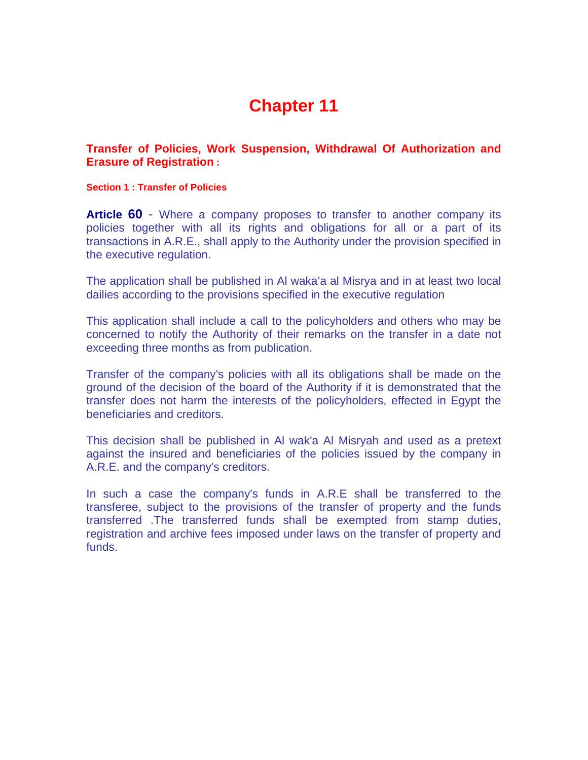# Chapter 11

## Transfer of Policies, Work Suspension, Withdrawal Of Authorization and Erasure of Registration :

### Section 1 : Transfer of Policies

**Article 60** - Where a company proposes to transfer to another company its policies together with all its rights and obligations for all or a part of its transactions in A.R.E., shall apply to the Authority under the provision specified in the executive regulation.

The application shall be published in Al waka'a al Misrya and in at least two local dailies according to the provisions specified in the executive regulation

This application shall include a call to the policyholders and others who may be concerned to notify the Authority of their remarks on the transfer in a date not exceeding three months as from publication.

Transfer of the company's policies with all its obligations shall be made on the ground of the decision of the board of the Authority if it is demonstrated that the transfer does not harm the interests of the policyholders, effected in Egypt the beneficiaries and creditors.

This decision shall be published in Al wak'a Al Misryah and used as a pretext against the insured and beneficiaries of the policies issued by the company in A.R.E. and the company's creditors.

In such a case the company's funds in A.R.E shall be transferred to the transferee, subject to the provisions of the transfer of property and the funds transferred .The transferred funds shall be exempted from stamp duties, registration and archive fees imposed under laws on the transfer of property and funds.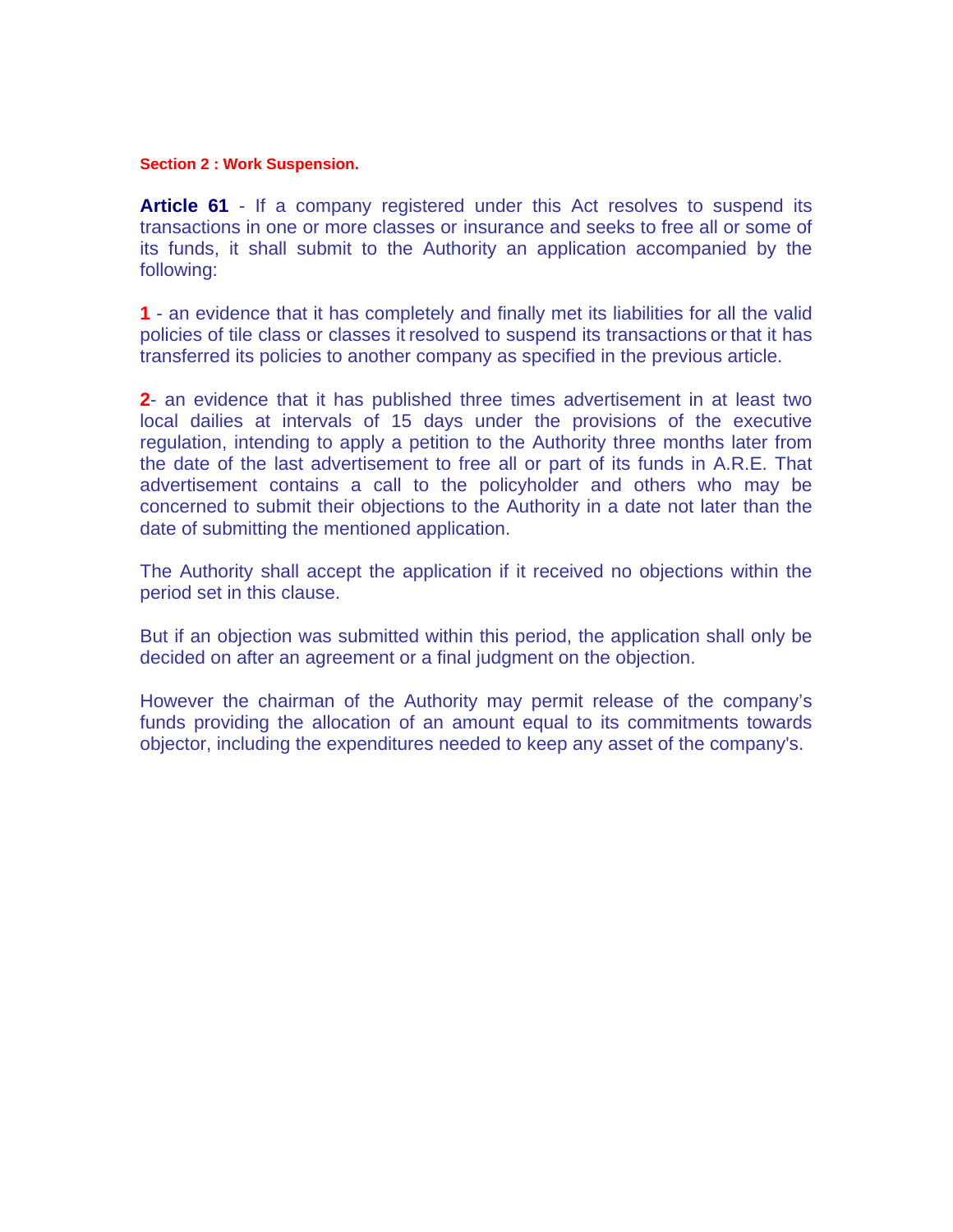## Section 2 : Work Suspension.

**Article 61** - If a company registered under this Act resolves to suspend its transactions in one or more classes or insurance and seeks to free all or some of its funds, it shall submit to the Authority an application accompanied by the following:

**1** - an evidence that it has completely and finally met its liabilities for all the valid policies of tile class or classes it resolved to suspend its transactions or that it has transferred its policies to another company as specified in the previous article.

**2**- an evidence that it has published three times advertisement in at least two local dailies at intervals of 15 days under the provisions of the executive regulation, intending to apply a petition to the Authority three months later from the date of the last advertisement to free all or part of its funds in A.R.E. That advertisement contains a call to the policyholder and others who may be concerned to submit their objections to the Authority in a date not later than the date of submitting the mentioned application.

The Authority shall accept the application if it received no objections within the period set in this clause.

But if an objection was submitted within this period, the application shall only be decided on after an agreement or a final judgment on the objection.

However the chairman of the Authority may permit release of the company's funds providing the allocation of an amount equal to its commitments towards objector, including the expenditures needed to keep any asset of the company's.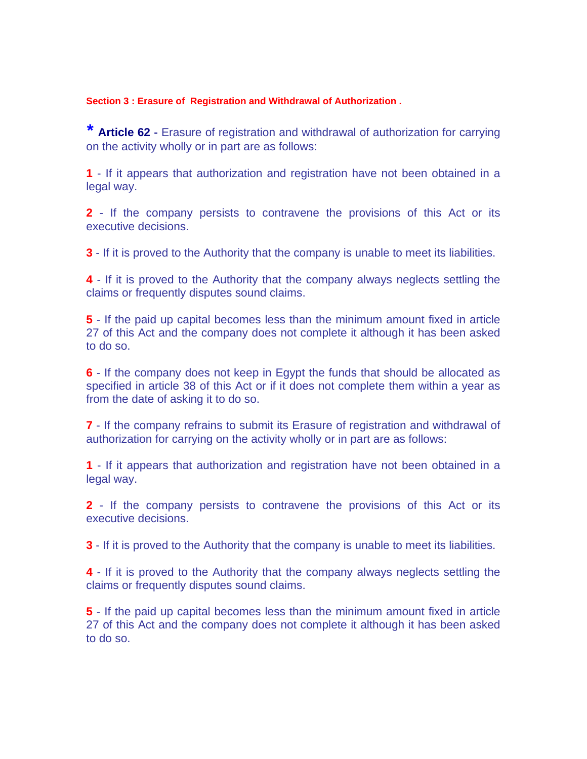**Section 3 : Erasure of Registration and Withdrawal of Authorization .**

* **Article 62 -** Erasure of registration and withdrawal of authorization for carrying on the activity wholly or in part are as follows:

**1** - If it appears that authorization and registration have not been obtained in a legal way.

**2** - If the company persists to contravene the provisions of this Act or its executive decisions.

**3** - If it is proved to the Authority that the company is unable to meet its liabilities.

**4** - If it is proved to the Authority that the company always neglects settling the claims or frequently disputes sound claims.

**5** - If the paid up capital becomes less than the minimum amount fixed in article 27 of this Act and the company does not complete it although it has been asked to do so.

**6** - If the company does not keep in Egypt the funds that should be allocated as specified in article 38 of this Act or if it does not complete them within a year as from the date of asking it to do so.

**7** - If the company refrains to submit its Erasure of registration and withdrawal of authorization for carrying on the activity wholly or in part are as follows:

**1** - If it appears that authorization and registration have not been obtained in a legal way.

**2** - If the company persists to contravene the provisions of this Act or its executive decisions.

**3** - If it is proved to the Authority that the company is unable to meet its liabilities.

**4** - If it is proved to the Authority that the company always neglects settling the claims or frequently disputes sound claims.

**5** - If the paid up capital becomes less than the minimum amount fixed in article 27 of this Act and the company does not complete it although it has been asked to do so.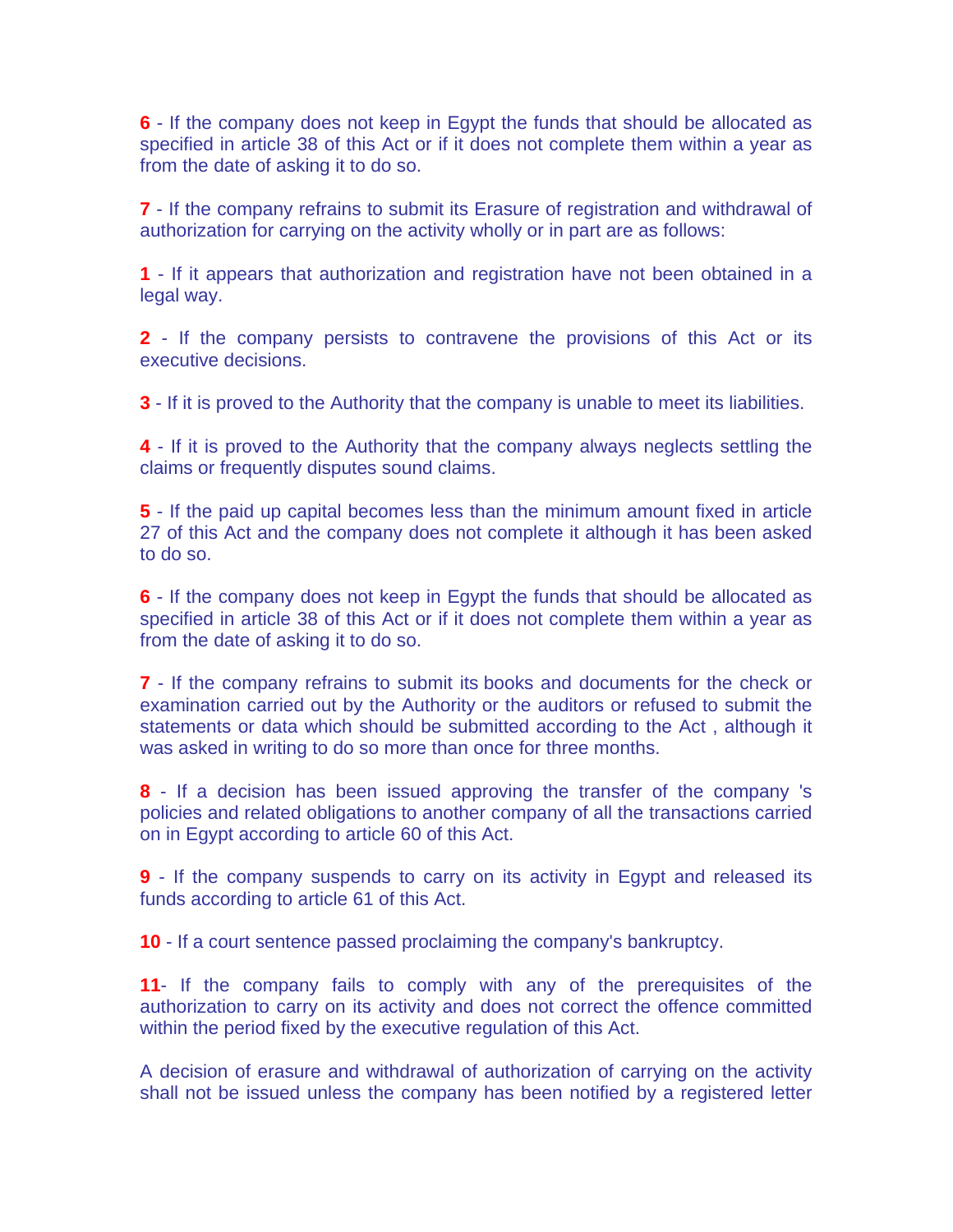**6** - If the company does not keep in Egypt the funds that should be allocated as specified in article 38 of this Act or if it does not complete them within a year as from the date of asking it to do so.

**7** - If the company refrains to submit its Erasure of registration and withdrawal of authorization for carrying on the activity wholly or in part are as follows:

**1** - If it appears that authorization and registration have not been obtained in a legal way.

**2** - If the company persists to contravene the provisions of this Act or its executive decisions.

**3** - If it is proved to the Authority that the company is unable to meet its liabilities.

**4** - If it is proved to the Authority that the company always neglects settling the claims or frequently disputes sound claims.

**5** - If the paid up capital becomes less than the minimum amount fixed in article 27 of this Act and the company does not complete it although it has been asked to do so.

**6** - If the company does not keep in Egypt the funds that should be allocated as specified in article 38 of this Act or if it does not complete them within a year as from the date of asking it to do so.

**7** - If the company refrains to submit its books and documents for the check or examination carried out by the Authority or the auditors or refused to submit the statements or data which should be submitted according to the Act , although it was asked in writing to do so more than once for three months.

**8** - If a decision has been issued approving the transfer of the company 's policies and related obligations to another company of all the transactions carried on in Egypt according to article 60 of this Act.

**9** - If the company suspends to carry on its activity in Egypt and released its funds according to article 61 of this Act.

**10** - If a court sentence passed proclaiming the company's bankruptcy.

**11**- If the company fails to comply with any of the prerequisites of the authorization to carry on its activity and does not correct the offence committed within the period fixed by the executive regulation of this Act.

A decision of erasure and withdrawal of authorization of carrying on the activity shall not be issued unless the company has been notified by a registered letter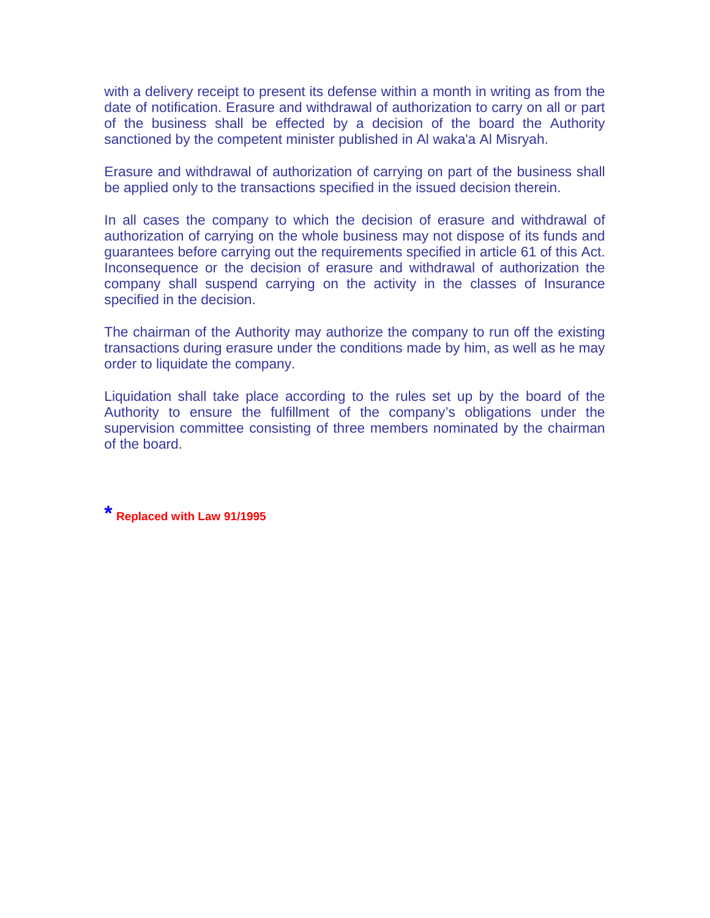with a delivery receipt to present its defense within a month in writing as from the date of notification. Erasure and withdrawal of authorization to carry on all or part of the business shall be effected by a decision of the board the Authority sanctioned by the competent minister published in Al waka'a Al Misryah.

Erasure and withdrawal of authorization of carrying on part of the business shall be applied only to the transactions specified in the issued decision therein.

In all cases the company to which the decision of erasure and withdrawal of authorization of carrying on the whole business may not dispose of its funds and guarantees before carrying out the requirements specified in article 61 of this Act. Inconsequence or the decision of erasure and withdrawal of authorization the company shall suspend carrying on the activity in the classes of Insurance specified in the decision.

The chairman of the Authority may authorize the company to run off the existing transactions during erasure under the conditions made by him, as well as he may order to liquidate the company.

Liquidation shall take place according to the rules set up by the board of the Authority to ensure the fulfillment of the company's obligations under the supervision committee consisting of three members nominated by the chairman of the board.

\* **Replaced with Law 91/1995**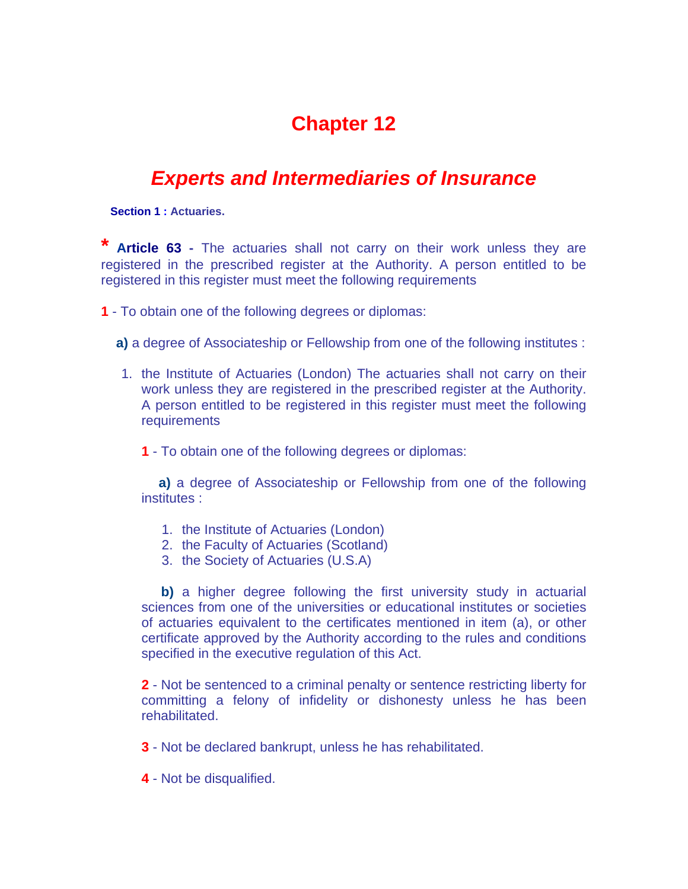# Chapter 12

## *Experts and Intermediaries of Insurance*

**Section 1 : Actuaries.**

*** Article 63 -** The actuaries shall not carry on their work unless they are registered in the prescribed register at the Authority. A person entitled to be registered in this register must meet the following requirements

**1** - To obtain one of the following degrees or diplomas:

**a)** a degree of Associateship or Fellowship from one of the following institutes :

1. the Institute of Actuaries (London) The actuaries shall not carry on their work unless they are registered in the prescribed register at the Authority. A person entitled to be registered in this register must meet the following requirements

   **1** - To obtain one of the following degrees or diplomas:

   **a)** a degree of Associateship or Fellowship from one of the following institutes :

   1. the Institute of Actuaries (London)
   2. the Faculty of Actuaries (Scotland)
   3. the Society of Actuaries (U.S.A)

   **b)** a higher degree following the first university study in actuarial sciences from one of the universities or educational institutes or societies of actuaries equivalent to the certificates mentioned in item (a), or other certificate approved by the Authority according to the rules and conditions specified in the executive regulation of this Act.

   **2** - Not be sentenced to a criminal penalty or sentence restricting liberty for committing a felony of infidelity or dishonesty unless he has been rehabilitated.

   **3** - Not be declared bankrupt, unless he has rehabilitated.

   **4** - Not be disqualified.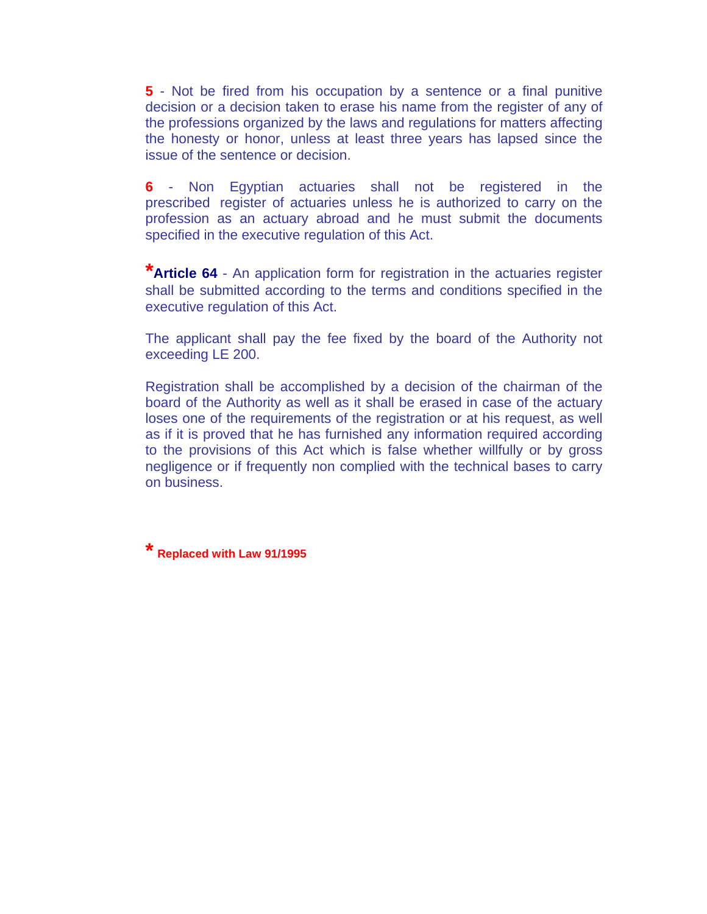**5** - Not be fired from his occupation by a sentence or a final punitive decision or a decision taken to erase his name from the register of any of the professions organized by the laws and regulations for matters affecting the honesty or honor, unless at least three years has lapsed since the issue of the sentence or decision.

**6** - Non Egyptian actuaries shall not be registered in the prescribed register of actuaries unless he is authorized to carry on the profession as an actuary abroad and he must submit the documents specified in the executive regulation of this Act.

***Article 64** - An application form for registration in the actuaries register shall be submitted according to the terms and conditions specified in the executive regulation of this Act.

The applicant shall pay the fee fixed by the board of the Authority not exceeding LE 200.

Registration shall be accomplished by a decision of the chairman of the board of the Authority as well as it shall be erased in case of the actuary loses one of the requirements of the registration or at his request, as well as if it is proved that he has furnished any information required according to the provisions of this Act which is false whether willfully or by gross negligence or if frequently non complied with the technical bases to carry on business.

* **Replaced with Law 91/1995**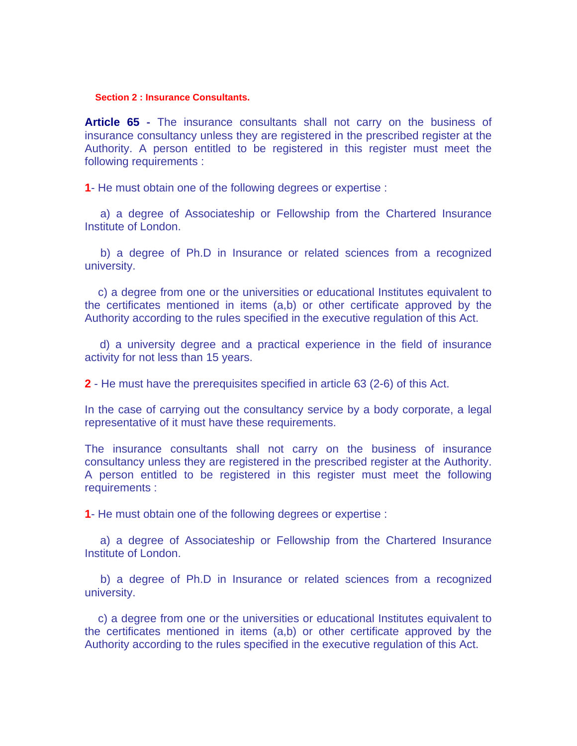### Section 2 : Insurance Consultants.

**Article 65 -** The insurance consultants shall not carry on the business of insurance consultancy unless they are registered in the prescribed register at the Authority. A person entitled to be registered in this register must meet the following requirements :

**1**- He must obtain one of the following degrees or expertise :

a) a degree of Associateship or Fellowship from the Chartered Insurance Institute of London.

b) a degree of Ph.D in Insurance or related sciences from a recognized university.

c) a degree from one or the universities or educational Institutes equivalent to the certificates mentioned in items (a,b) or other certificate approved by the Authority according to the rules specified in the executive regulation of this Act.

d) a university degree and a practical experience in the field of insurance activity for not less than 15 years.

**2** - He must have the prerequisites specified in article 63 (2-6) of this Act.

In the case of carrying out the consultancy service by a body corporate, a legal representative of it must have these requirements.

The insurance consultants shall not carry on the business of insurance consultancy unless they are registered in the prescribed register at the Authority. A person entitled to be registered in this register must meet the following requirements :

**1**- He must obtain one of the following degrees or expertise :

a) a degree of Associateship or Fellowship from the Chartered Insurance Institute of London.

b) a degree of Ph.D in Insurance or related sciences from a recognized university.

c) a degree from one or the universities or educational Institutes equivalent to the certificates mentioned in items (a,b) or other certificate approved by the Authority according to the rules specified in the executive regulation of this Act.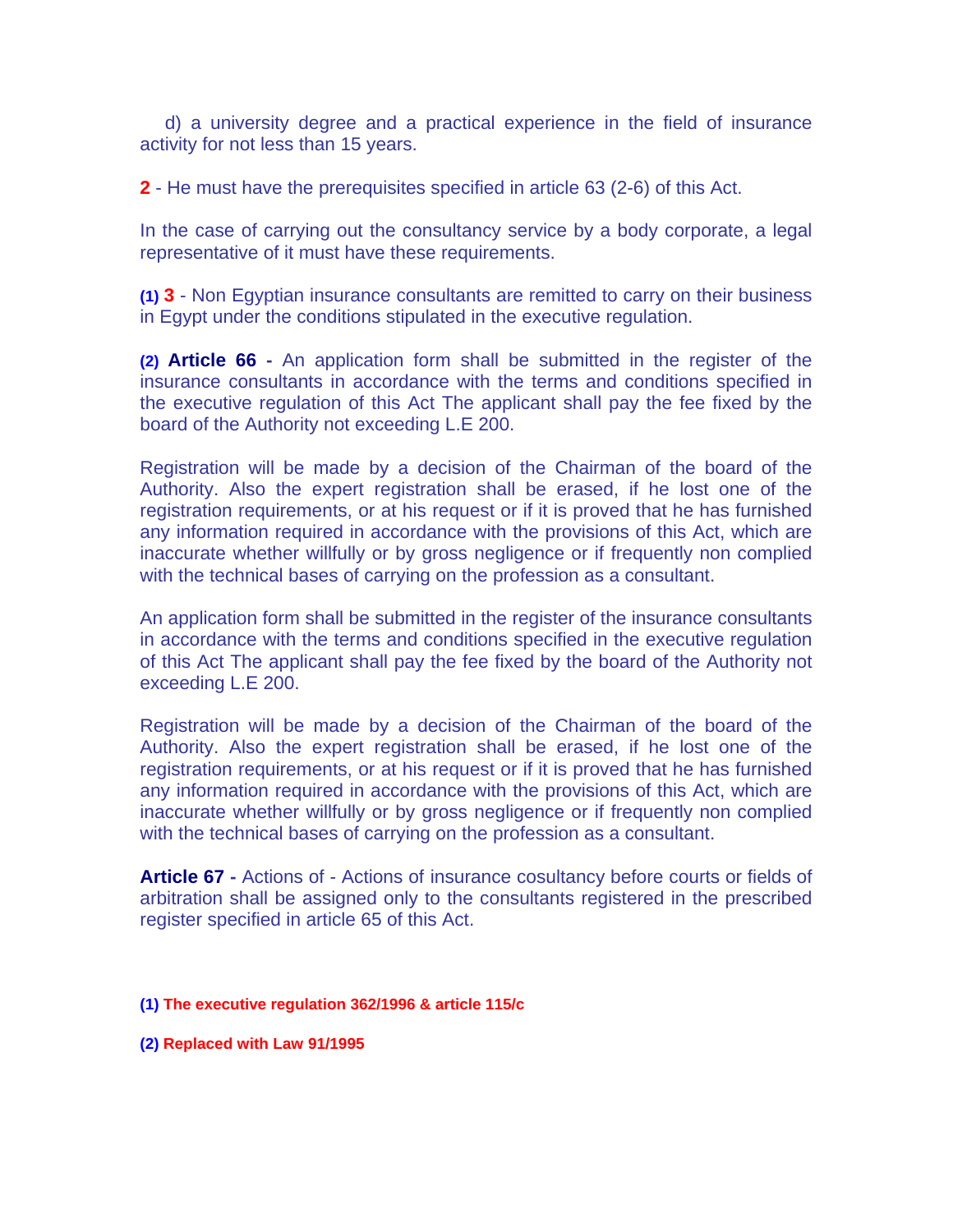d) a university degree and a practical experience in the field of insurance activity for not less than 15 years.

**2** - He must have the prerequisites specified in article 63 (2-6) of this Act.

In the case of carrying out the consultancy service by a body corporate, a legal representative of it must have these requirements.

(1) **3** - Non Egyptian insurance consultants are remitted to carry on their business in Egypt under the conditions stipulated in the executive regulation.

(2) **Article 66 -** An application form shall be submitted in the register of the insurance consultants in accordance with the terms and conditions specified in the executive regulation of this Act The applicant shall pay the fee fixed by the board of the Authority not exceeding L.E 200.

Registration will be made by a decision of the Chairman of the board of the Authority. Also the expert registration shall be erased, if he lost one of the registration requirements, or at his request or if it is proved that he has furnished any information required in accordance with the provisions of this Act, which are inaccurate whether willfully or by gross negligence or if frequently non complied with the technical bases of carrying on the profession as a consultant.

An application form shall be submitted in the register of the insurance consultants in accordance with the terms and conditions specified in the executive regulation of this Act The applicant shall pay the fee fixed by the board of the Authority not exceeding L.E 200.

Registration will be made by a decision of the Chairman of the board of the Authority. Also the expert registration shall be erased, if he lost one of the registration requirements, or at his request or if it is proved that he has furnished any information required in accordance with the provisions of this Act, which are inaccurate whether willfully or by gross negligence or if frequently non complied with the technical bases of carrying on the profession as a consultant.

**Article 67 -** Actions of - Actions of insurance cosultancy before courts or fields of arbitration shall be assigned only to the consultants registered in the prescribed register specified in article 65 of this Act.

(1) **The executive regulation 362/1996 & article 115/c**

(2) **Replaced with Law 91/1995**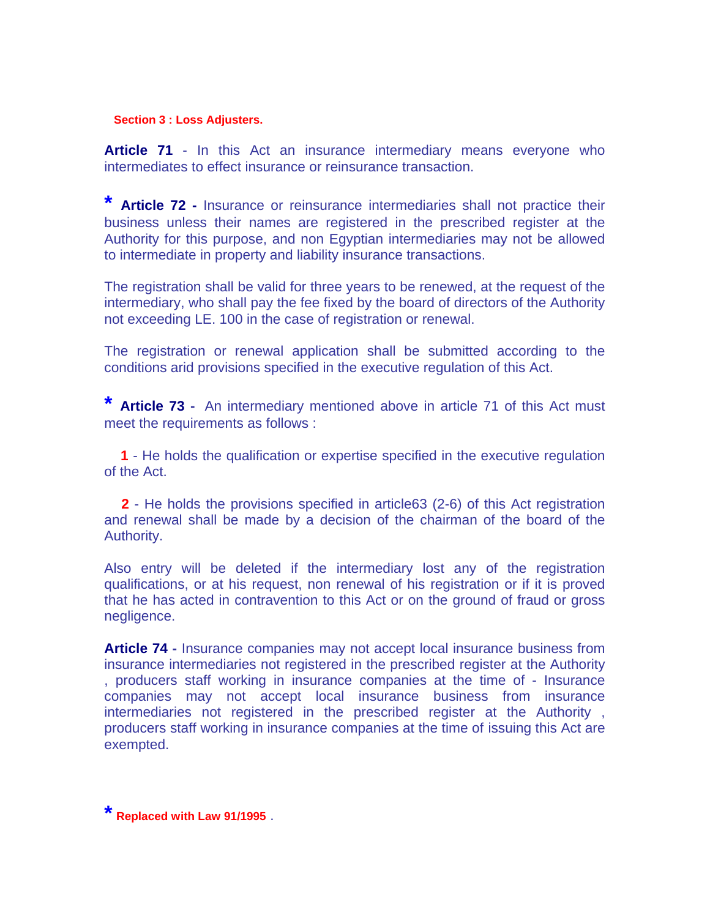**Section 3 : Loss Adjusters.**

**Article 71** - In this Act an insurance intermediary means everyone who intermediates to effect insurance or reinsurance transaction.

* **Article 72 -** Insurance or reinsurance intermediaries shall not practice their business unless their names are registered in the prescribed register at the Authority for this purpose, and non Egyptian intermediaries may not be allowed to intermediate in property and liability insurance transactions.

The registration shall be valid for three years to be renewed, at the request of the intermediary, who shall pay the fee fixed by the board of directors of the Authority not exceeding LE. 100 in the case of registration or renewal.

The registration or renewal application shall be submitted according to the conditions arid provisions specified in the executive regulation of this Act.

* **Article 73 -** An intermediary mentioned above in article 71 of this Act must meet the requirements as follows :

1 - He holds the qualification or expertise specified in the executive regulation of the Act.

2 - He holds the provisions specified in article63 (2-6) of this Act registration and renewal shall be made by a decision of the chairman of the board of the Authority.

Also entry will be deleted if the intermediary lost any of the registration qualifications, or at his request, non renewal of his registration or if it is proved that he has acted in contravention to this Act or on the ground of fraud or gross negligence.

**Article 74 -** Insurance companies may not accept local insurance business from insurance intermediaries not registered in the prescribed register at the Authority , producers staff working in insurance companies at the time of - Insurance companies may not accept local insurance business from insurance intermediaries not registered in the prescribed register at the Authority , producers staff working in insurance companies at the time of issuing this Act are exempted.

* Replaced with Law 91/1995 .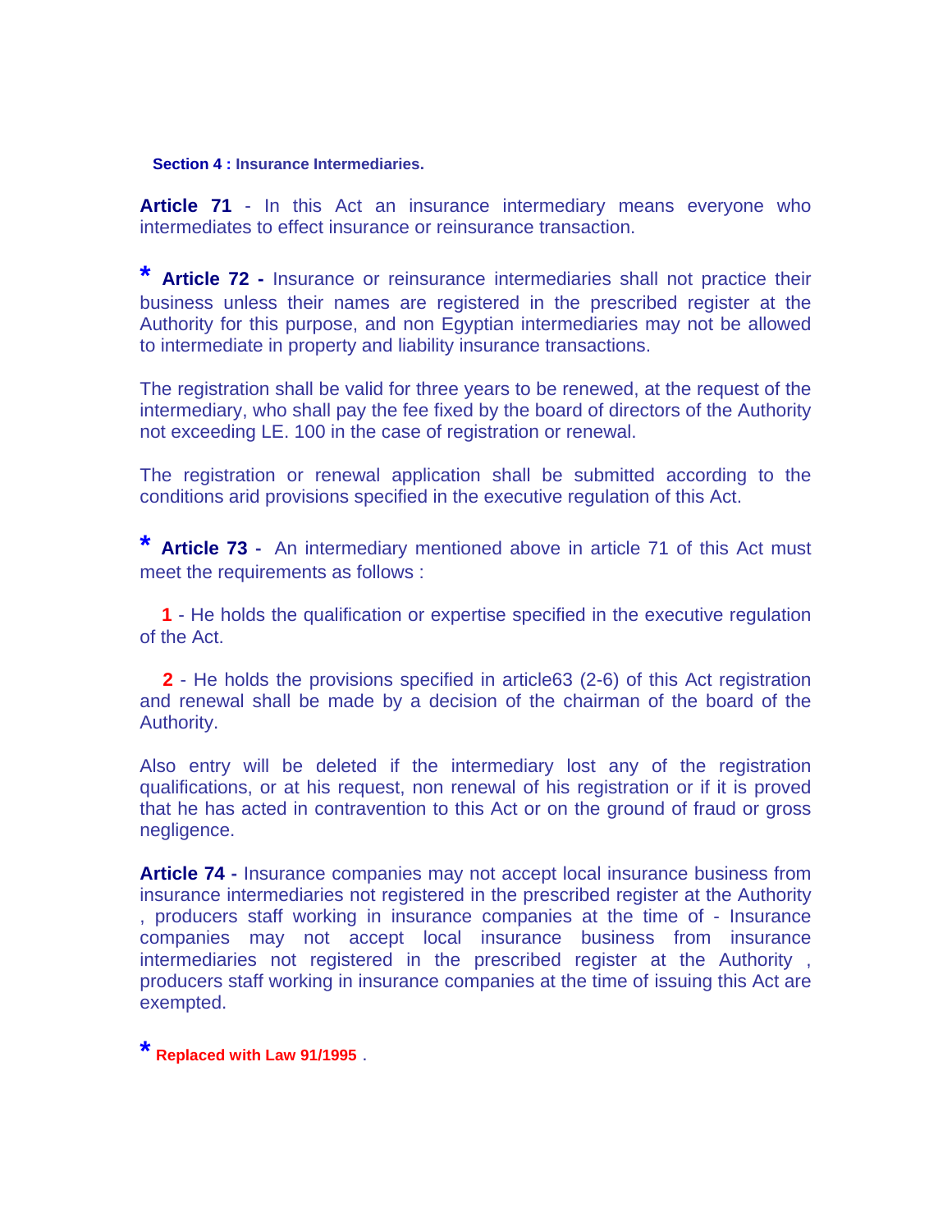### Section 4 : Insurance Intermediaries.

**Article 71** - In this Act an insurance intermediary means everyone who intermediates to effect insurance or reinsurance transaction.

* **Article 72 -** Insurance or reinsurance intermediaries shall not practice their business unless their names are registered in the prescribed register at the Authority for this purpose, and non Egyptian intermediaries may not be allowed to intermediate in property and liability insurance transactions.

The registration shall be valid for three years to be renewed, at the request of the intermediary, who shall pay the fee fixed by the board of directors of the Authority not exceeding LE. 100 in the case of registration or renewal.

The registration or renewal application shall be submitted according to the conditions arid provisions specified in the executive regulation of this Act.

* **Article 73 -** An intermediary mentioned above in article 71 of this Act must meet the requirements as follows :

1 - He holds the qualification or expertise specified in the executive regulation of the Act.

2 - He holds the provisions specified in article63 (2-6) of this Act registration and renewal shall be made by a decision of the chairman of the board of the Authority.

Also entry will be deleted if the intermediary lost any of the registration qualifications, or at his request, non renewal of his registration or if it is proved that he has acted in contravention to this Act or on the ground of fraud or gross negligence.

**Article 74 -** Insurance companies may not accept local insurance business from insurance intermediaries not registered in the prescribed register at the Authority , producers staff working in insurance companies at the time of - Insurance companies may not accept local insurance business from insurance intermediaries not registered in the prescribed register at the Authority , producers staff working in insurance companies at the time of issuing this Act are exempted.

* **Replaced with Law 91/1995** .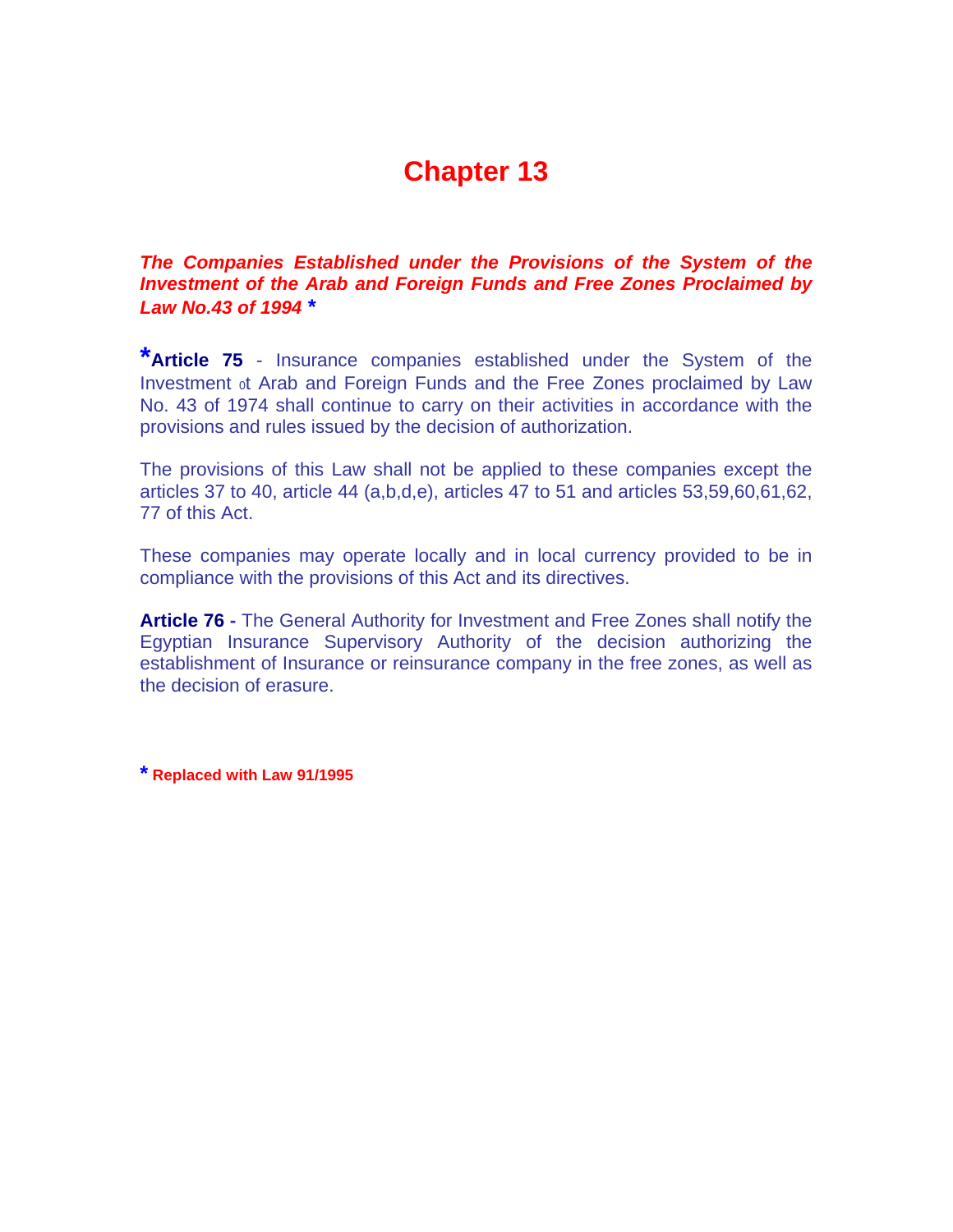# Chapter 13

***The Companies Established under the Provisions of the System of the Investment of the Arab and Foreign Funds and Free Zones Proclaimed by Law No.43 of 1994*** *

***Article 75** - Insurance companies established under the System of the Investment ot Arab and Foreign Funds and the Free Zones proclaimed by Law No. 43 of 1974 shall continue to carry on their activities in accordance with the provisions and rules issued by the decision of authorization.

The provisions of this Law shall not be applied to these companies except the articles 37 to 40, article 44 (a,b,d,e), articles 47 to 51 and articles 53,59,60,61,62, 77 of this Act.

These companies may operate locally and in local currency provided to be in compliance with the provisions of this Act and its directives.

**Article 76 -** The General Authority for Investment and Free Zones shall notify the Egyptian Insurance Supervisory Authority of the decision authorizing the establishment of Insurance or reinsurance company in the free zones, as well as the decision of erasure.

* **Replaced with Law 91/1995**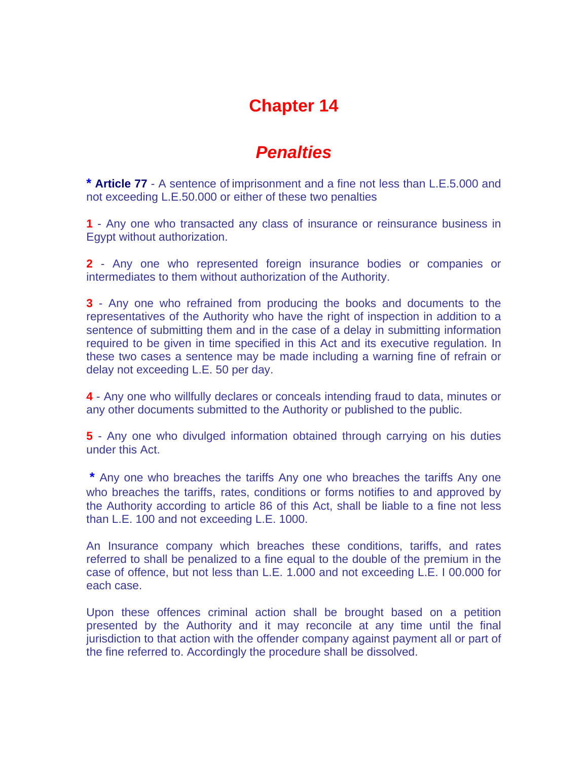# Chapter 14

## *Penalties*

**\* Article 77** - A sentence of imprisonment and a fine not less than L.E.5.000 and not exceeding L.E.50.000 or either of these two penalties

**1** - Any one who transacted any class of insurance or reinsurance business in Egypt without authorization.

**2** - Any one who represented foreign insurance bodies or companies or intermediates to them without authorization of the Authority.

**3** - Any one who refrained from producing the books and documents to the representatives of the Authority who have the right of inspection in addition to a sentence of submitting them and in the case of a delay in submitting information required to be given in time specified in this Act and its executive regulation. In these two cases a sentence may be made including a warning fine of refrain or delay not exceeding L.E. 50 per day.

**4** - Any one who willfully declares or conceals intending fraud to data, minutes or any other documents submitted to the Authority or published to the public.

**5** - Any one who divulged information obtained through carrying on his duties under this Act.

**\*** Any one who breaches the tariffs Any one who breaches the tariffs Any one who breaches the tariffs, rates, conditions or forms notifies to and approved by the Authority according to article 86 of this Act, shall be liable to a fine not less than L.E. 100 and not exceeding L.E. 1000.

An Insurance company which breaches these conditions, tariffs, and rates referred to shall be penalized to a fine equal to the double of the premium in the case of offence, but not less than L.E. 1.000 and not exceeding L.E. I 00.000 for each case.

Upon these offences criminal action shall be brought based on a petition presented by the Authority and it may reconcile at any time until the final jurisdiction to that action with the offender company against payment all or part of the fine referred to. Accordingly the procedure shall be dissolved.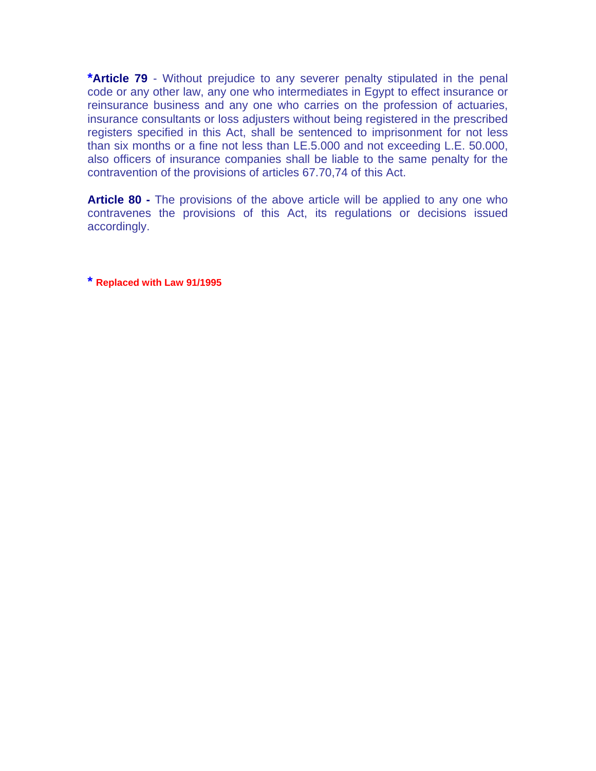***Article 79** - Without prejudice to any severer penalty stipulated in the penal code or any other law, any one who intermediates in Egypt to effect insurance or reinsurance business and any one who carries on the profession of actuaries, insurance consultants or loss adjusters without being registered in the prescribed registers specified in this Act, shall be sentenced to imprisonment for not less than six months or a fine not less than LE.5.000 and not exceeding L.E. 50.000, also officers of insurance companies shall be liable to the same penalty for the contravention of the provisions of articles 67.70,74 of this Act.

**Article 80 -** The provisions of the above article will be applied to any one who contravenes the provisions of this Act, its regulations or decisions issued accordingly.

* **Replaced with Law 91/1995**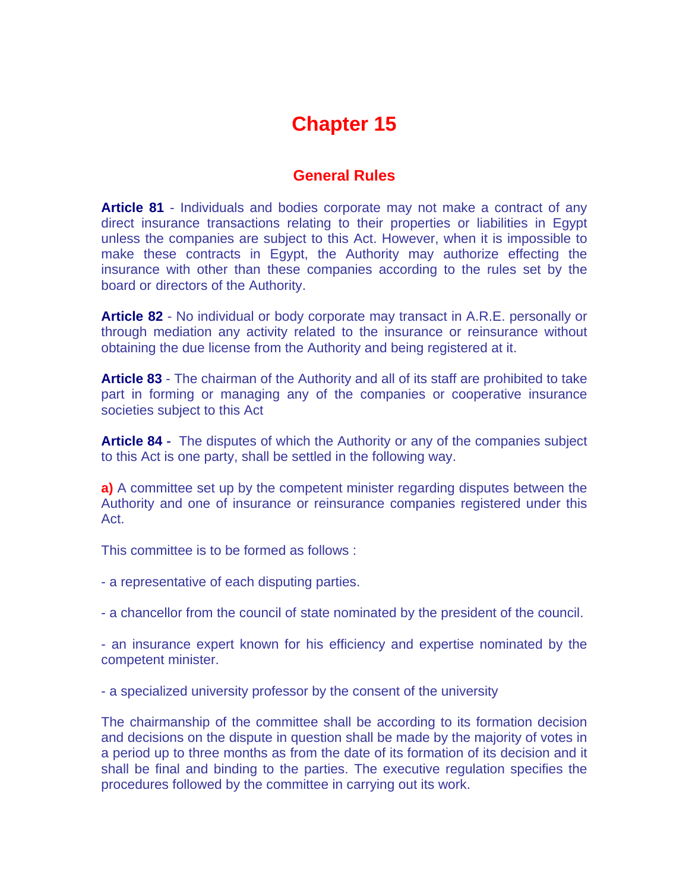# Chapter 15

## General Rules

**Article 81** - Individuals and bodies corporate may not make a contract of any direct insurance transactions relating to their properties or liabilities in Egypt unless the companies are subject to this Act. However, when it is impossible to make these contracts in Egypt, the Authority may authorize effecting the insurance with other than these companies according to the rules set by the board or directors of the Authority.

**Article 82** - No individual or body corporate may transact in A.R.E. personally or through mediation any activity related to the insurance or reinsurance without obtaining the due license from the Authority and being registered at it.

**Article 83** - The chairman of the Authority and all of its staff are prohibited to take part in forming or managing any of the companies or cooperative insurance societies subject to this Act

**Article 84 -** The disputes of which the Authority or any of the companies subject to this Act is one party, shall be settled in the following way.

**a)** A committee set up by the competent minister regarding disputes between the Authority and one of insurance or reinsurance companies registered under this Act.

This committee is to be formed as follows :

- a representative of each disputing parties.

- a chancellor from the council of state nominated by the president of the council.

- an insurance expert known for his efficiency and expertise nominated by the competent minister.

- a specialized university professor by the consent of the university

The chairmanship of the committee shall be according to its formation decision and decisions on the dispute in question shall be made by the majority of votes in a period up to three months as from the date of its formation of its decision and it shall be final and binding to the parties. The executive regulation specifies the procedures followed by the committee in carrying out its work.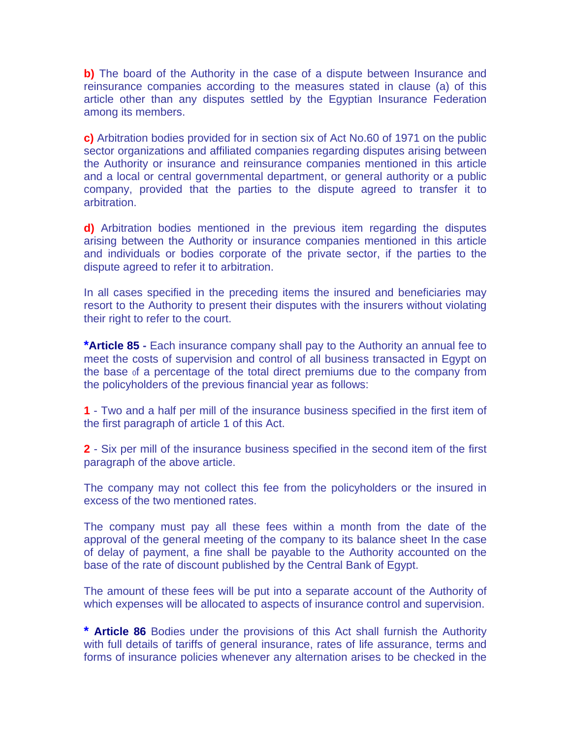**b)** The board of the Authority in the case of a dispute between Insurance and reinsurance companies according to the measures stated in clause (a) of this article other than any disputes settled by the Egyptian Insurance Federation among its members.

**c)** Arbitration bodies provided for in section six of Act No.60 of 1971 on the public sector organizations and affiliated companies regarding disputes arising between the Authority or insurance and reinsurance companies mentioned in this article and a local or central governmental department, or general authority or a public company, provided that the parties to the dispute agreed to transfer it to arbitration.

**d)** Arbitration bodies mentioned in the previous item regarding the disputes arising between the Authority or insurance companies mentioned in this article and individuals or bodies corporate of the private sector, if the parties to the dispute agreed to refer it to arbitration.

In all cases specified in the preceding items the insured and beneficiaries may resort to the Authority to present their disputes with the insurers without violating their right to refer to the court.

**\*Article 85 -** Each insurance company shall pay to the Authority an annual fee to meet the costs of supervision and control of all business transacted in Egypt on the base of a percentage of the total direct premiums due to the company from the policyholders of the previous financial year as follows:

**1** - Two and a half per mill of the insurance business specified in the first item of the first paragraph of article 1 of this Act.

**2** - Six per mill of the insurance business specified in the second item of the first paragraph of the above article.

The company may not collect this fee from the policyholders or the insured in excess of the two mentioned rates.

The company must pay all these fees within a month from the date of the approval of the general meeting of the company to its balance sheet In the case of delay of payment, a fine shall be payable to the Authority accounted on the base of the rate of discount published by the Central Bank of Egypt.

The amount of these fees will be put into a separate account of the Authority of which expenses will be allocated to aspects of insurance control and supervision.

**\* Article 86** Bodies under the provisions of this Act shall furnish the Authority with full details of tariffs of general insurance, rates of life assurance, terms and forms of insurance policies whenever any alternation arises to be checked in the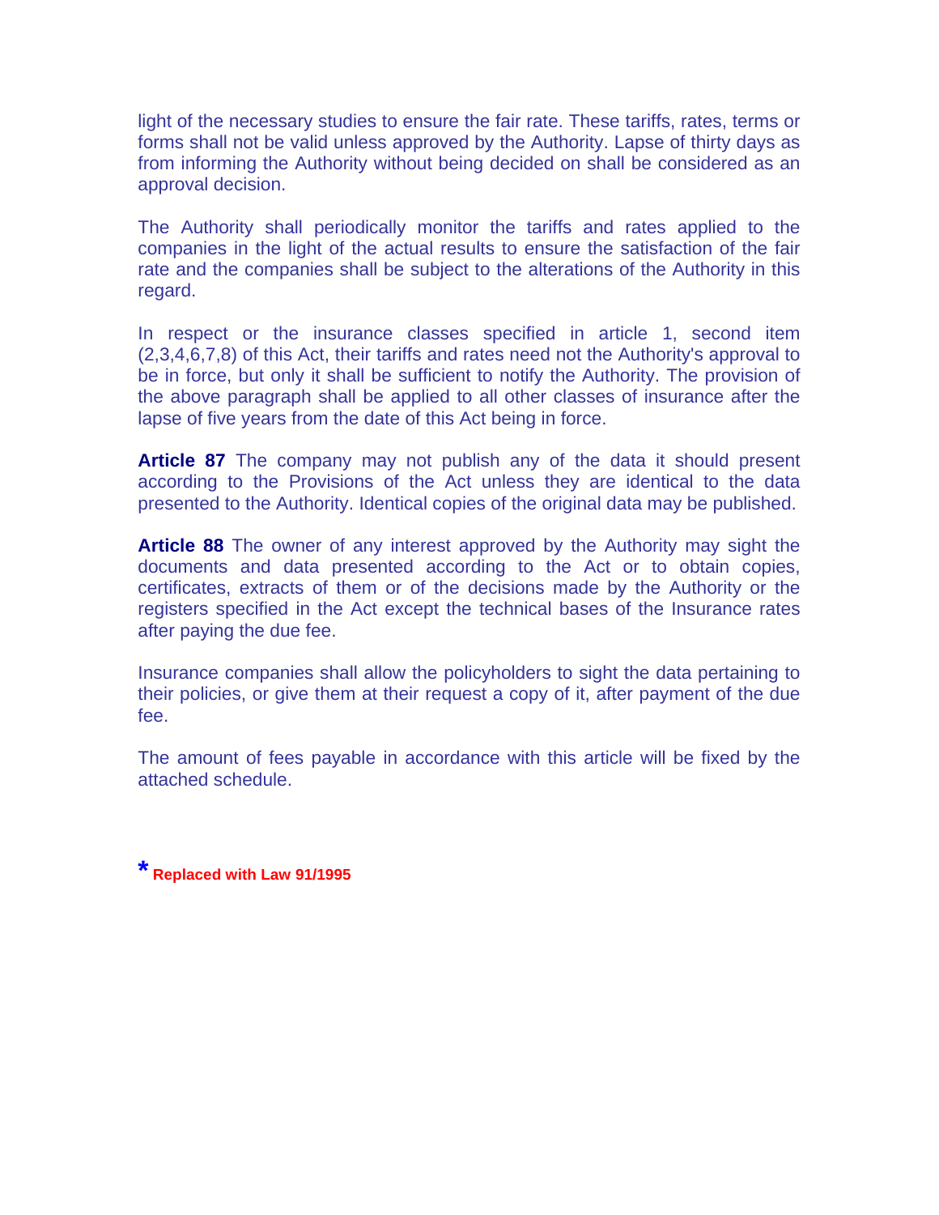light of the necessary studies to ensure the fair rate. These tariffs, rates, terms or forms shall not be valid unless approved by the Authority. Lapse of thirty days as from informing the Authority without being decided on shall be considered as an approval decision.

The Authority shall periodically monitor the tariffs and rates applied to the companies in the light of the actual results to ensure the satisfaction of the fair rate and the companies shall be subject to the alterations of the Authority in this regard.

In respect or the insurance classes specified in article 1, second item (2,3,4,6,7,8) of this Act, their tariffs and rates need not the Authority's approval to be in force, but only it shall be sufficient to notify the Authority. The provision of the above paragraph shall be applied to all other classes of insurance after the lapse of five years from the date of this Act being in force.

**Article 87** The company may not publish any of the data it should present according to the Provisions of the Act unless they are identical to the data presented to the Authority. Identical copies of the original data may be published.

**Article 88** The owner of any interest approved by the Authority may sight the documents and data presented according to the Act or to obtain copies, certificates, extracts of them or of the decisions made by the Authority or the registers specified in the Act except the technical bases of the Insurance rates after paying the due fee.

Insurance companies shall allow the policyholders to sight the data pertaining to their policies, or give them at their request a copy of it, after payment of the due fee.

The amount of fees payable in accordance with this article will be fixed by the attached schedule.

* **Replaced with Law 91/1995**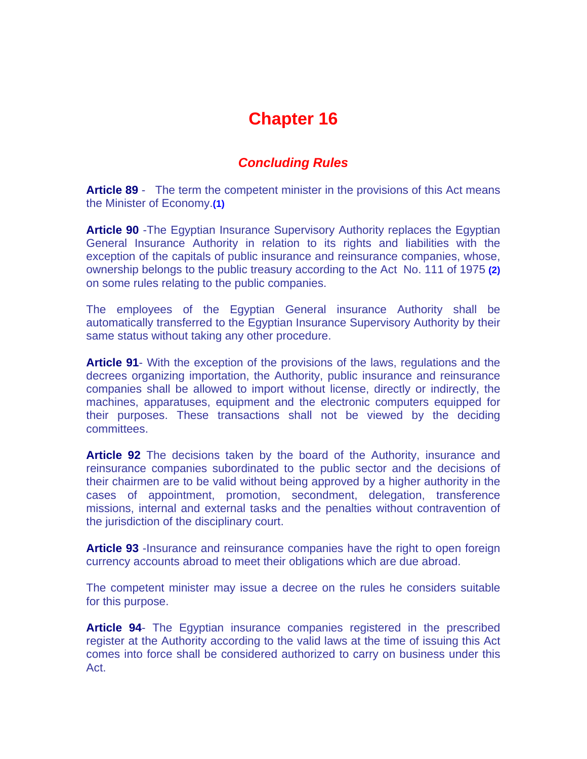# Chapter 16

## *Concluding Rules*

**Article 89** - The term the competent minister in the provisions of this Act means the Minister of Economy.[(1)]

**Article 90** -The Egyptian Insurance Supervisory Authority replaces the Egyptian General Insurance Authority in relation to its rights and liabilities with the exception of the capitals of public insurance and reinsurance companies, whose, ownership belongs to the public treasury according to the Act No. 111 of 1975 [(2)] on some rules relating to the public companies.

The employees of the Egyptian General insurance Authority shall be automatically transferred to the Egyptian Insurance Supervisory Authority by their same status without taking any other procedure.

**Article 91**- With the exception of the provisions of the laws, regulations and the decrees organizing importation, the Authority, public insurance and reinsurance companies shall be allowed to import without license, directly or indirectly, the machines, apparatuses, equipment and the electronic computers equipped for their purposes. These transactions shall not be viewed by the deciding committees.

**Article 92** The decisions taken by the board of the Authority, insurance and reinsurance companies subordinated to the public sector and the decisions of their chairmen are to be valid without being approved by a higher authority in the cases of appointment, promotion, secondment, delegation, transference missions, internal and external tasks and the penalties without contravention of the jurisdiction of the disciplinary court.

**Article 93** -Insurance and reinsurance companies have the right to open foreign currency accounts abroad to meet their obligations which are due abroad.

The competent minister may issue a decree on the rules he considers suitable for this purpose.

**Article 94**- The Egyptian insurance companies registered in the prescribed register at the Authority according to the valid laws at the time of issuing this Act comes into force shall be considered authorized to carry on business under this Act.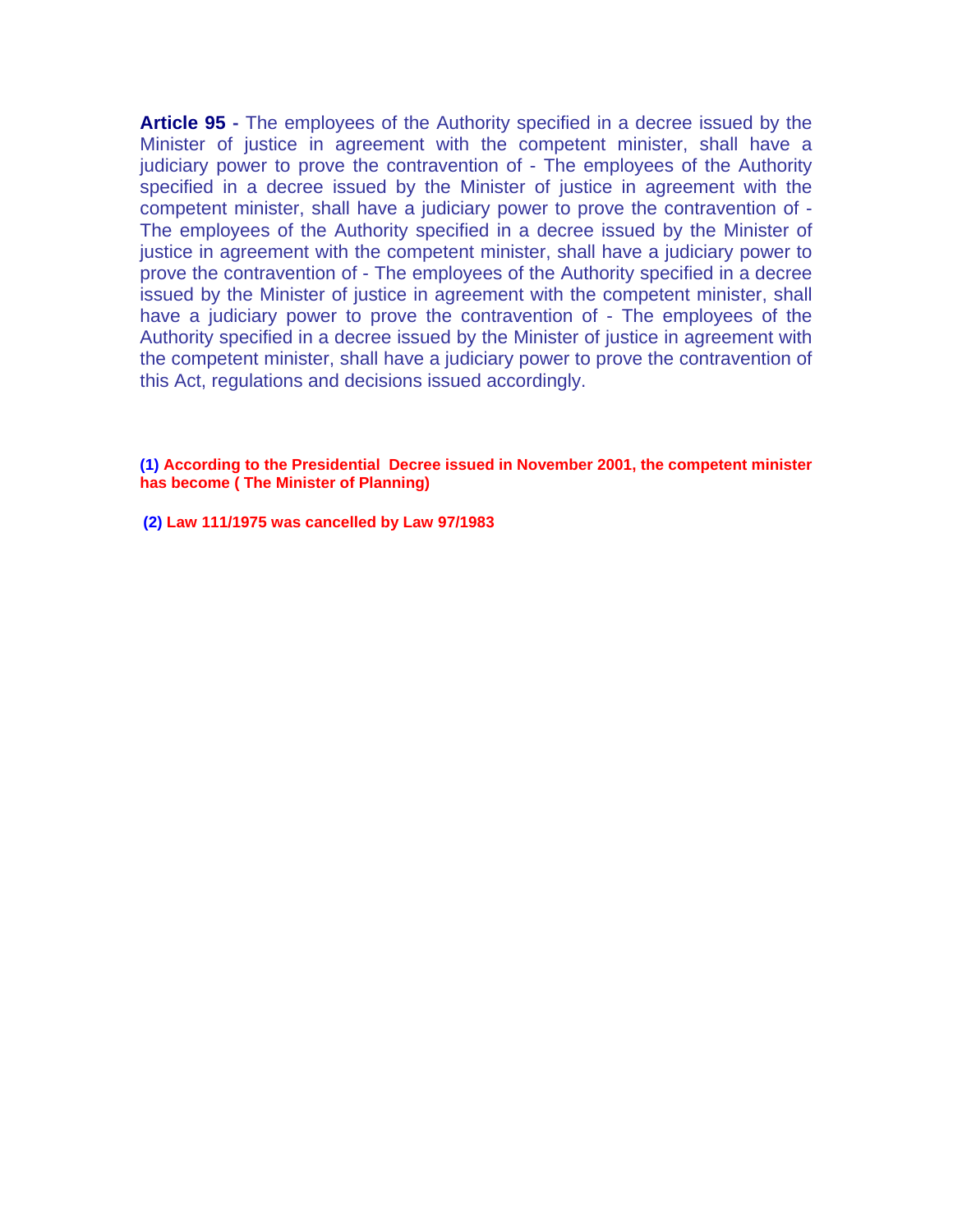**Article 95 -** The employees of the Authority specified in a decree issued by the Minister of justice in agreement with the competent minister, shall have a judiciary power to prove the contravention of - The employees of the Authority specified in a decree issued by the Minister of justice in agreement with the competent minister, shall have a judiciary power to prove the contravention of - The employees of the Authority specified in a decree issued by the Minister of justice in agreement with the competent minister, shall have a judiciary power to prove the contravention of - The employees of the Authority specified in a decree issued by the Minister of justice in agreement with the competent minister, shall have a judiciary power to prove the contravention of - The employees of the Authority specified in a decree issued by the Minister of justice in agreement with the competent minister, shall have a judiciary power to prove the contravention of this Act, regulations and decisions issued accordingly.

**(1) According to the Presidential Decree issued in November 2001, the competent minister has become ( The Minister of Planning)**

**(2) Law 111/1975 was cancelled by Law 97/1983**